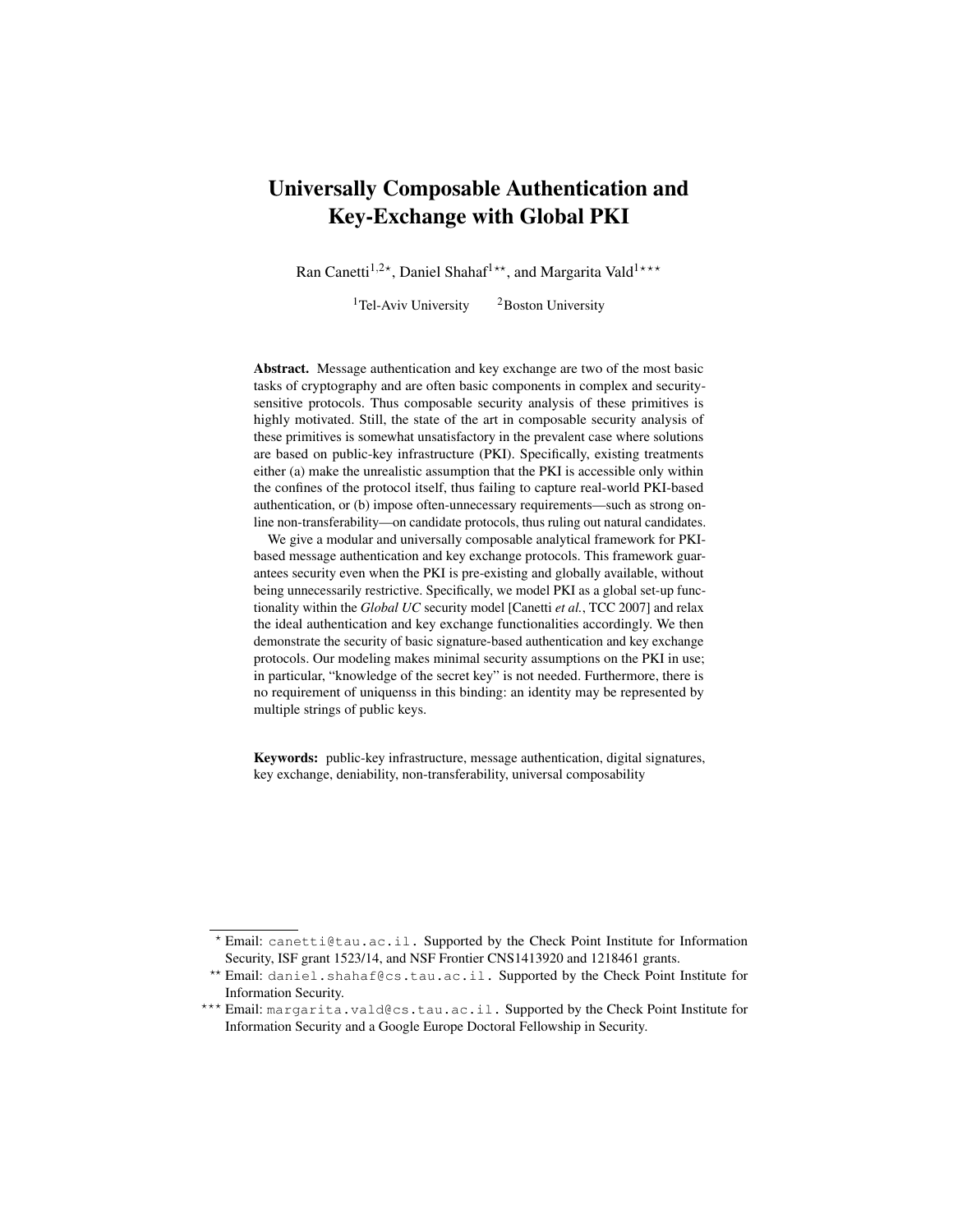# Universally Composable Authentication and Key-Exchange with Global PKI

Ran Canetti[1,2⋆], Daniel Shahaf[1⋆⋆], and Margarita Vald[1⋆⋆⋆]

[1]Tel-Aviv University [2]Boston University

**Abstract.** Message authentication and key exchange are two of the most basic tasks of cryptography and are often basic components in complex and security-sensitive protocols. Thus composable security analysis of these primitives is highly motivated. Still, the state of the art in composable security analysis of these primitives is somewhat unsatisfactory in the prevalent case where solutions are based on public-key infrastructure (PKI). Specifically, existing treatments either (a) make the unrealistic assumption that the PKI is accessible only within the confines of the protocol itself, thus failing to capture real-world PKI-based authentication, or (b) impose often-unnecessary requirements—such as strong online non-transferability—on candidate protocols, thus ruling out natural candidates.

We give a modular and universally composable analytical framework for PKI-based message authentication and key exchange protocols. This framework guarantees security even when the PKI is pre-existing and globally available, without being unnecessarily restrictive. Specifically, we model PKI as a global set-up functionality within the *Global UC* security model [Canetti *et al.*, TCC 2007] and relax the ideal authentication and key exchange functionalities accordingly. We then demonstrate the security of basic signature-based authentication and key exchange protocols. Our modeling makes minimal security assumptions on the PKI in use; in particular, "knowledge of the secret key" is not needed. Furthermore, there is no requirement of uniquenss in this binding: an identity may be represented by multiple strings of public keys.

**Keywords:** public-key infrastructure, message authentication, digital signatures, key exchange, deniability, non-transferability, universal composability

---

⋆ Email: canetti@tau.ac.il. Supported by the Check Point Institute for Information Security, ISF grant 1523/14, and NSF Frontier CNS1413920 and 1218461 grants.

⋆⋆ Email: daniel.shahaf@cs.tau.ac.il. Supported by the Check Point Institute for Information Security.

⋆⋆⋆ Email: margarita.vald@cs.tau.ac.il. Supported by the Check Point Institute for Information Security and a Google Europe Doctoral Fellowship in Security.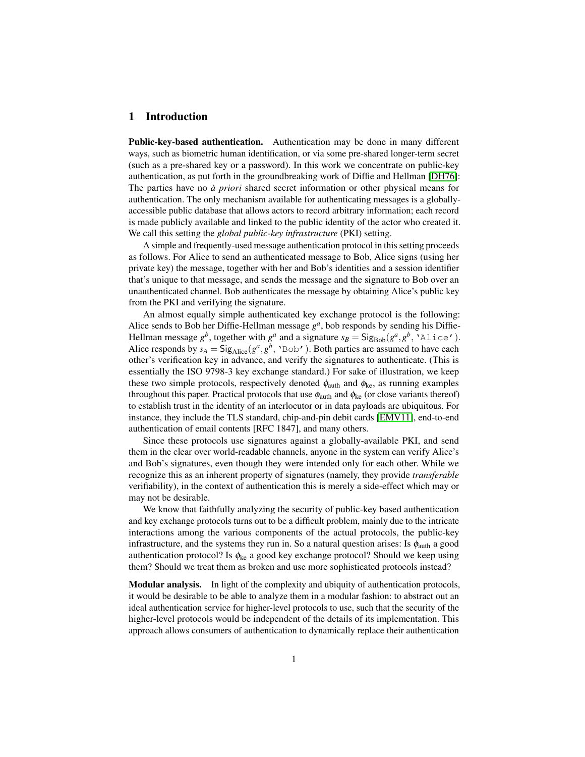## 1 Introduction

**Public-key-based authentication.** Authentication may be done in many different ways, such as biometric human identification, or via some pre-shared longer-term secret (such as a pre-shared key or a password). In this work we concentrate on public-key authentication, as put forth in the groundbreaking work of Diffie and Hellman [DH76]: The parties have no *à priori* shared secret information or other physical means for authentication. The only mechanism available for authenticating messages is a globally-accessible public database that allows actors to record arbitrary information; each record is made publicly available and linked to the public identity of the actor who created it. We call this setting the *global public-key infrastructure* (PKI) setting.

A simple and frequently-used message authentication protocol in this setting proceeds as follows. For Alice to send an authenticated message to Bob, Alice signs (using her private key) the message, together with her and Bob's identities and a session identifier that's unique to that message, and sends the message and the signature to Bob over an unauthenticated channel. Bob authenticates the message by obtaining Alice's public key from the PKI and verifying the signature.

An almost equally simple authenticated key exchange protocol is the following: Alice sends to Bob her Diffie-Hellman message $g^a$, bob responds by sending his Diffie-Hellman message $g^b$, together with $g^a$ and a signature $s_B = \mathsf{Sig}_{\mathrm{Bob}}(g^a, g^b, \texttt{`Alice'})$. Alice responds by $s_A = \mathsf{Sig}_{\mathrm{Alice}}(g^a, g^b, \texttt{`Bob'})$. Both parties are assumed to have each other's verification key in advance, and verify the signatures to authenticate. (This is essentially the ISO 9798-3 key exchange standard.) For sake of illustration, we keep these two simple protocols, respectively denoted $\phi_{\mathrm{auth}}$ and $\phi_{\mathrm{ke}}$, as running examples throughout this paper. Practical protocols that use $\phi_{\mathrm{auth}}$ and $\phi_{\mathrm{ke}}$ (or close variants thereof) to establish trust in the identity of an interlocutor or in data payloads are ubiquitous. For instance, they include the TLS standard, chip-and-pin debit cards [EMV11], end-to-end authentication of email contents [RFC 1847], and many others.

Since these protocols use signatures against a globally-available PKI, and send them in the clear over world-readable channels, anyone in the system can verify Alice's and Bob's signatures, even though they were intended only for each other. While we recognize this as an inherent property of signatures (namely, they provide *transferable* verifiability), in the context of authentication this is merely a side-effect which may or may not be desirable.

We know that faithfully analyzing the security of public-key based authentication and key exchange protocols turns out to be a difficult problem, mainly due to the intricate interactions among the various components of the actual protocols, the public-key infrastructure, and the systems they run in. So a natural question arises: Is $\phi_{\mathrm{auth}}$ a good authentication protocol? Is $\phi_{\mathrm{ke}}$ a good key exchange protocol? Should we keep using them? Should we treat them as broken and use more sophisticated protocols instead?

**Modular analysis.** In light of the complexity and ubiquity of authentication protocols, it would be desirable to be able to analyze them in a modular fashion: to abstract out an ideal authentication service for higher-level protocols to use, such that the security of the higher-level protocols would be independent of the details of its implementation. This approach allows consumers of authentication to dynamically replace their authentication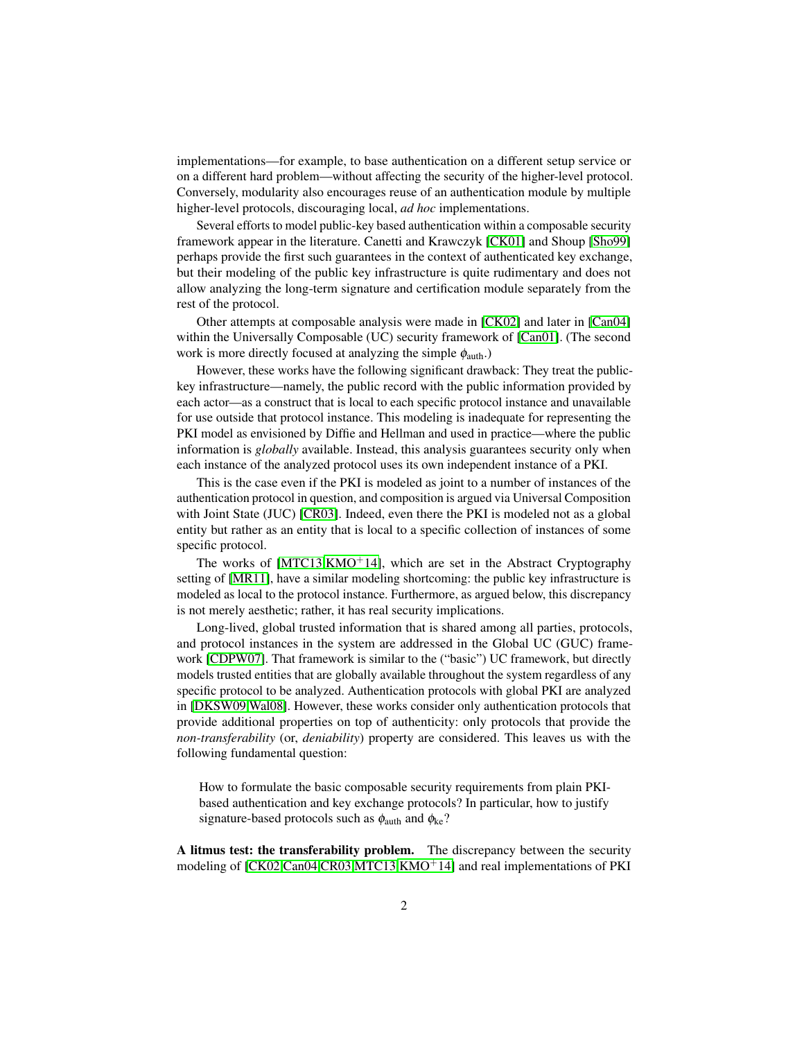implementations—for example, to base authentication on a different setup service or on a different hard problem—without affecting the security of the higher-level protocol. Conversely, modularity also encourages reuse of an authentication module by multiple higher-level protocols, discouraging local, *ad hoc* implementations.

Several efforts to model public-key based authentication within a composable security framework appear in the literature. Canetti and Krawczyk [CK01] and Shoup [Sho99] perhaps provide the first such guarantees in the context of authenticated key exchange, but their modeling of the public key infrastructure is quite rudimentary and does not allow analyzing the long-term signature and certification module separately from the rest of the protocol.

Other attempts at composable analysis were made in [CK02] and later in [Can04] within the Universally Composable (UC) security framework of [Can01]. (The second work is more directly focused at analyzing the simple $\phi_{\text{auth}}$.)

However, these works have the following significant drawback: They treat the public-key infrastructure—namely, the public record with the public information provided by each actor—as a construct that is local to each specific protocol instance and unavailable for use outside that protocol instance. This modeling is inadequate for representing the PKI model as envisioned by Diffie and Hellman and used in practice—where the public information is *globally* available. Instead, this analysis guarantees security only when each instance of the analyzed protocol uses its own independent instance of a PKI.

This is the case even if the PKI is modeled as joint to a number of instances of the authentication protocol in question, and composition is argued via Universal Composition with Joint State (JUC) [CR03]. Indeed, even there the PKI is modeled not as a global entity but rather as an entity that is local to a specific collection of instances of some specific protocol.

The works of [MTC13,KMO+14], which are set in the Abstract Cryptography setting of [MR11], have a similar modeling shortcoming: the public key infrastructure is modeled as local to the protocol instance. Furthermore, as argued below, this discrepancy is not merely aesthetic; rather, it has real security implications.

Long-lived, global trusted information that is shared among all parties, protocols, and protocol instances in the system are addressed in the Global UC (GUC) framework [CDPW07]. That framework is similar to the ("basic") UC framework, but directly models trusted entities that are globally available throughout the system regardless of any specific protocol to be analyzed. Authentication protocols with global PKI are analyzed in [DKSW09,Wal08]. However, these works consider only authentication protocols that provide additional properties on top of authenticity: only protocols that provide the *non-transferability* (or, *deniability*) property are considered. This leaves us with the following fundamental question:

> How to formulate the basic composable security requirements from plain PKI-based authentication and key exchange protocols? In particular, how to justify signature-based protocols such as $\phi_{\text{auth}}$ and $\phi_{\text{ke}}$?

**A litmus test: the transferability problem.** The discrepancy between the security modeling of [CK02,Can04,CR03,MTC13,KMO+14] and real implementations of PKI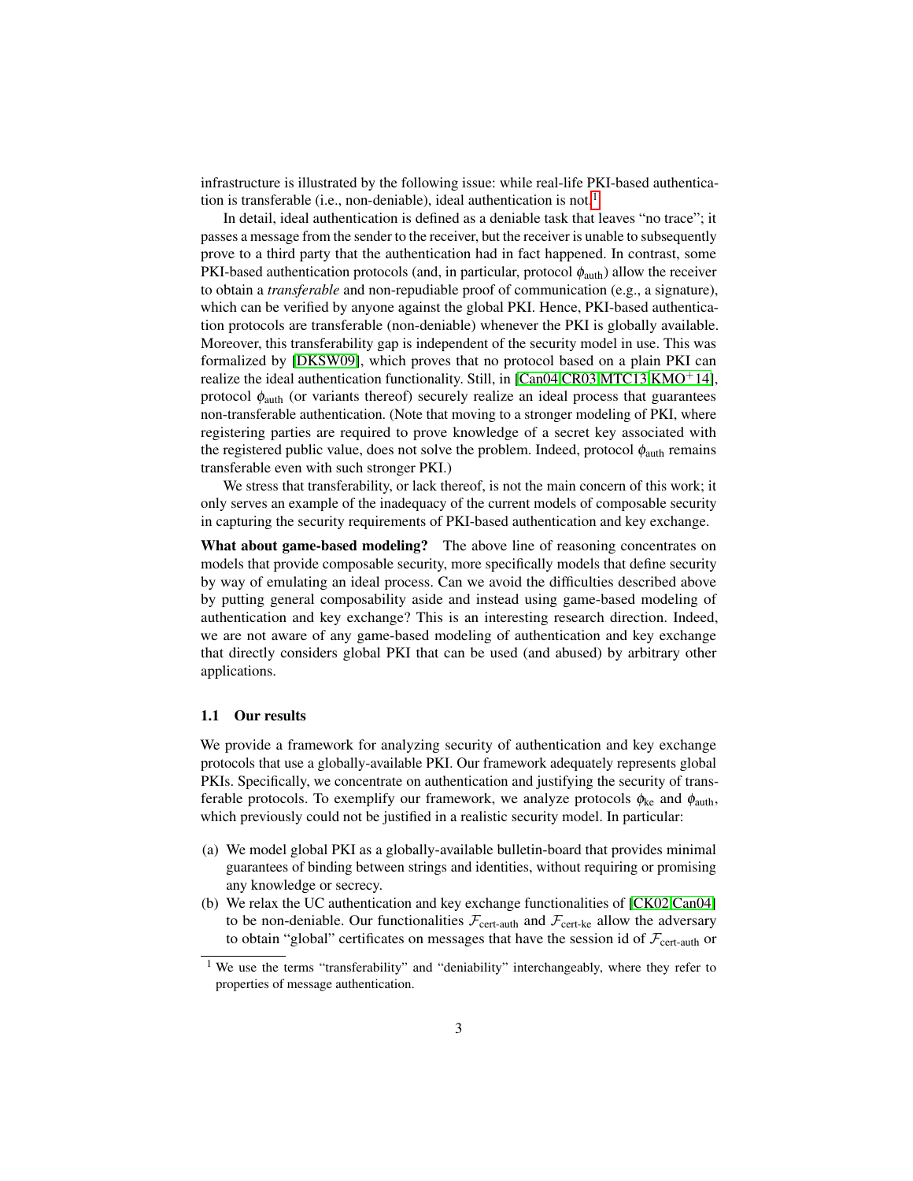infrastructure is illustrated by the following issue: while real-life PKI-based authentication is transferable (i.e., non-deniable), ideal authentication is not.[1]

In detail, ideal authentication is defined as a deniable task that leaves "no trace"; it passes a message from the sender to the receiver, but the receiver is unable to subsequently prove to a third party that the authentication had in fact happened. In contrast, some PKI-based authentication protocols (and, in particular, protocol $\phi_{\text{auth}}$) allow the receiver to obtain a *transferable* and non-repudiable proof of communication (e.g., a signature), which can be verified by anyone against the global PKI. Hence, PKI-based authentication protocols are transferable (non-deniable) whenever the PKI is globally available. Moreover, this transferability gap is independent of the security model in use. This was formalized by [DKSW09], which proves that no protocol based on a plain PKI can realize the ideal authentication functionality. Still, in [Can04,CR03,MTC13,KMO+14], protocol $\phi_{\text{auth}}$ (or variants thereof) securely realize an ideal process that guarantees non-transferable authentication. (Note that moving to a stronger modeling of PKI, where registering parties are required to prove knowledge of a secret key associated with the registered public value, does not solve the problem. Indeed, protocol $\phi_{\text{auth}}$ remains transferable even with such stronger PKI.)

We stress that transferability, or lack thereof, is not the main concern of this work; it only serves an example of the inadequacy of the current models of composable security in capturing the security requirements of PKI-based authentication and key exchange.

**What about game-based modeling?** The above line of reasoning concentrates on models that provide composable security, more specifically models that define security by way of emulating an ideal process. Can we avoid the difficulties described above by putting general composability aside and instead using game-based modeling of authentication and key exchange? This is an interesting research direction. Indeed, we are not aware of any game-based modeling of authentication and key exchange that directly considers global PKI that can be used (and abused) by arbitrary other applications.

### 1.1 Our results

We provide a framework for analyzing security of authentication and key exchange protocols that use a globally-available PKI. Our framework adequately represents global PKIs. Specifically, we concentrate on authentication and justifying the security of transferable protocols. To exemplify our framework, we analyze protocols $\phi_{\text{ke}}$ and $\phi_{\text{auth}}$, which previously could not be justified in a realistic security model. In particular:

(a) We model global PKI as a globally-available bulletin-board that provides minimal guarantees of binding between strings and identities, without requiring or promising any knowledge or secrecy.

(b) We relax the UC authentication and key exchange functionalities of [CK02,Can04] to be non-deniable. Our functionalities $\mathcal{F}_{\text{cert-auth}}$ and $\mathcal{F}_{\text{cert-ke}}$ allow the adversary to obtain "global" certificates on messages that have the session id of $\mathcal{F}_{\text{cert-auth}}$ or

[1] We use the terms "transferability" and "deniability" interchangeably, where they refer to properties of message authentication.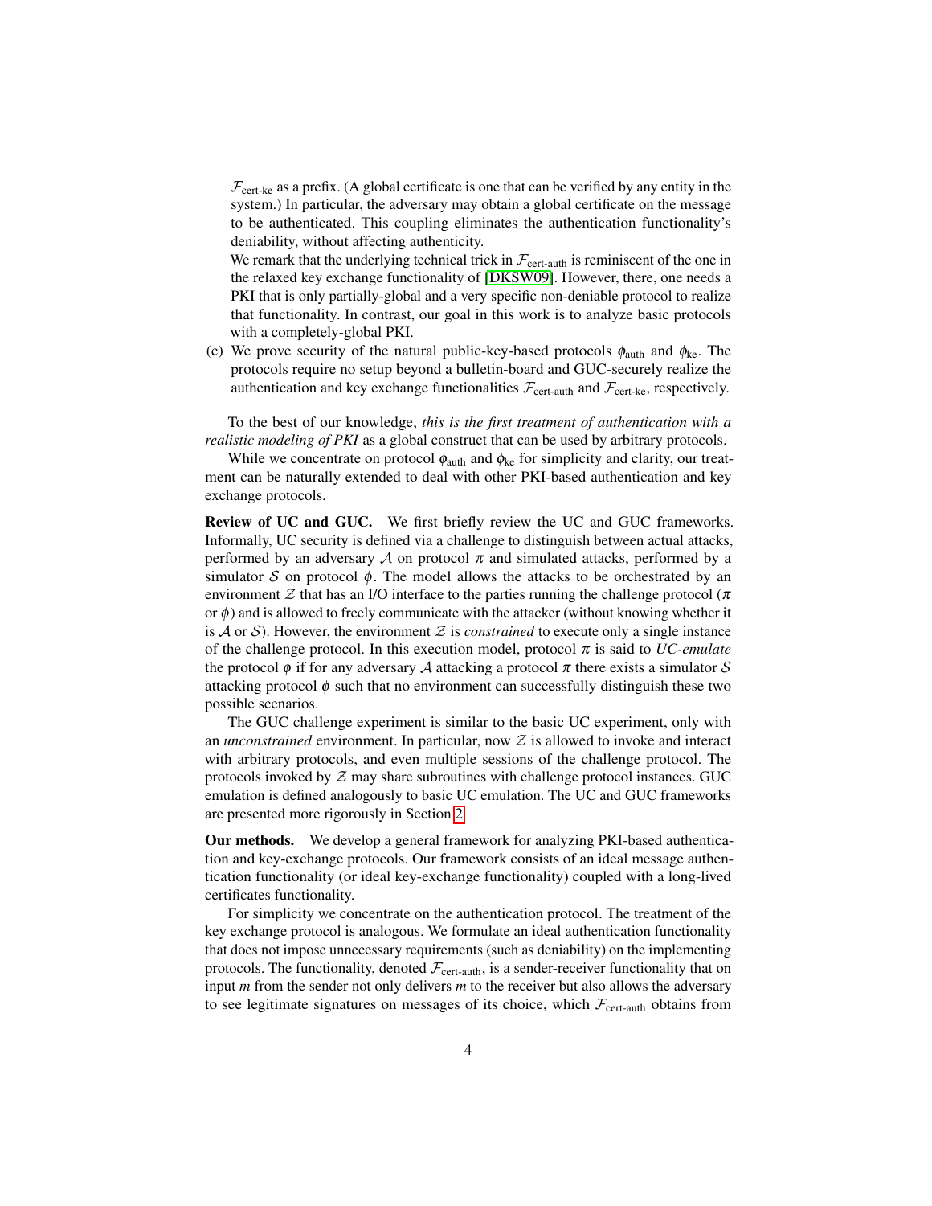$\mathcal{F}_{\text{cert-ke}}$ as a prefix. (A global certificate is one that can be verified by any entity in the system.) In particular, the adversary may obtain a global certificate on the message to be authenticated. This coupling eliminates the authentication functionality's deniability, without affecting authenticity.

We remark that the underlying technical trick in $\mathcal{F}_{\text{cert-auth}}$ is reminiscent of the one in the relaxed key exchange functionality of [DKSW09]. However, there, one needs a PKI that is only partially-global and a very specific non-deniable protocol to realize that functionality. In contrast, our goal in this work is to analyze basic protocols with a completely-global PKI.

(c) We prove security of the natural public-key-based protocols $\phi_{\text{auth}}$ and $\phi_{\text{ke}}$. The protocols require no setup beyond a bulletin-board and GUC-securely realize the authentication and key exchange functionalities $\mathcal{F}_{\text{cert-auth}}$ and $\mathcal{F}_{\text{cert-ke}}$, respectively.

To the best of our knowledge, *this is the first treatment of authentication with a realistic modeling of PKI* as a global construct that can be used by arbitrary protocols.

While we concentrate on protocol $\phi_{\text{auth}}$ and $\phi_{\text{ke}}$ for simplicity and clarity, our treatment can be naturally extended to deal with other PKI-based authentication and key exchange protocols.

**Review of UC and GUC.** We first briefly review the UC and GUC frameworks. Informally, UC security is defined via a challenge to distinguish between actual attacks, performed by an adversary $\mathcal{A}$ on protocol $\pi$ and simulated attacks, performed by a simulator $\mathcal{S}$ on protocol $\phi$. The model allows the attacks to be orchestrated by an environment $\mathcal{Z}$ that has an I/O interface to the parties running the challenge protocol ($\pi$ or $\phi$) and is allowed to freely communicate with the attacker (without knowing whether it is $\mathcal{A}$ or $\mathcal{S}$). However, the environment $\mathcal{Z}$ is *constrained* to execute only a single instance of the challenge protocol. In this execution model, protocol $\pi$ is said to *UC-emulate* the protocol $\phi$ if for any adversary $\mathcal{A}$ attacking a protocol $\pi$ there exists a simulator $\mathcal{S}$ attacking protocol $\phi$ such that no environment can successfully distinguish these two possible scenarios.

The GUC challenge experiment is similar to the basic UC experiment, only with an *unconstrained* environment. In particular, now $\mathcal{Z}$ is allowed to invoke and interact with arbitrary protocols, and even multiple sessions of the challenge protocol. The protocols invoked by $\mathcal{Z}$ may share subroutines with challenge protocol instances. GUC emulation is defined analogously to basic UC emulation. The UC and GUC frameworks are presented more rigorously in Section 2.

**Our methods.** We develop a general framework for analyzing PKI-based authentication and key-exchange protocols. Our framework consists of an ideal message authentication functionality (or ideal key-exchange functionality) coupled with a long-lived certificates functionality.

For simplicity we concentrate on the authentication protocol. The treatment of the key exchange protocol is analogous. We formulate an ideal authentication functionality that does not impose unnecessary requirements (such as deniability) on the implementing protocols. The functionality, denoted $\mathcal{F}_{\text{cert-auth}}$, is a sender-receiver functionality that on input $m$ from the sender not only delivers $m$ to the receiver but also allows the adversary to see legitimate signatures on messages of its choice, which $\mathcal{F}_{\text{cert-auth}}$ obtains from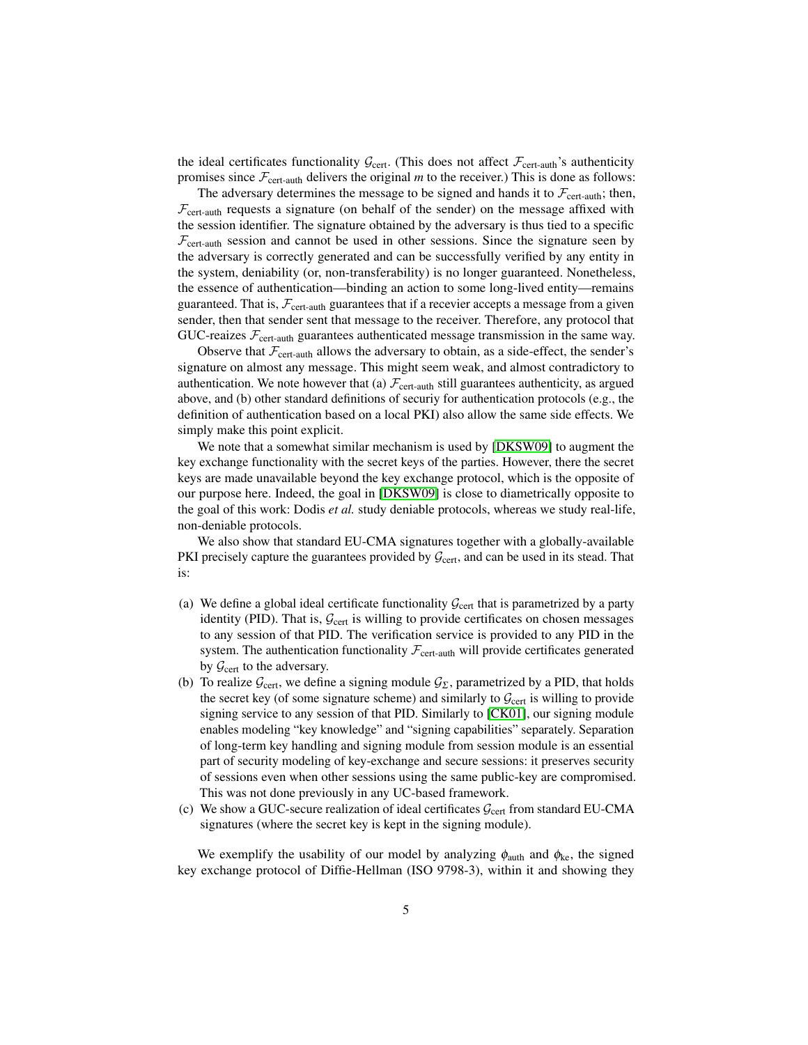the ideal certificates functionality $\mathcal{G}_{\text{cert}}$. (This does not affect $\mathcal{F}_{\text{cert-auth}}$'s authenticity promises since $\mathcal{F}_{\text{cert-auth}}$ delivers the original $m$ to the receiver.) This is done as follows:

The adversary determines the message to be signed and hands it to $\mathcal{F}_{\text{cert-auth}}$; then, $\mathcal{F}_{\text{cert-auth}}$ requests a signature (on behalf of the sender) on the message affixed with the session identifier. The signature obtained by the adversary is thus tied to a specific $\mathcal{F}_{\text{cert-auth}}$ session and cannot be used in other sessions. Since the signature seen by the adversary is correctly generated and can be successfully verified by any entity in the system, deniability (or, non-transferability) is no longer guaranteed. Nonetheless, the essence of authentication—binding an action to some long-lived entity—remains guaranteed. That is, $\mathcal{F}_{\text{cert-auth}}$ guarantees that if a recevier accepts a message from a given sender, then that sender sent that message to the receiver. Therefore, any protocol that GUC-reaizes $\mathcal{F}_{\text{cert-auth}}$ guarantees authenticated message transmission in the same way.

Observe that $\mathcal{F}_{\text{cert-auth}}$ allows the adversary to obtain, as a side-effect, the sender's signature on almost any message. This might seem weak, and almost contradictory to authentication. We note however that (a) $\mathcal{F}_{\text{cert-auth}}$ still guarantees authenticity, as argued above, and (b) other standard definitions of securiy for authentication protocols (e.g., the definition of authentication based on a local PKI) also allow the same side effects. We simply make this point explicit.

We note that a somewhat similar mechanism is used by [DKSW09] to augment the key exchange functionality with the secret keys of the parties. However, there the secret keys are made unavailable beyond the key exchange protocol, which is the opposite of our purpose here. Indeed, the goal in [DKSW09] is close to diametrically opposite to the goal of this work: Dodis *et al.* study deniable protocols, whereas we study real-life, non-deniable protocols.

We also show that standard EU-CMA signatures together with a globally-available PKI precisely capture the guarantees provided by $\mathcal{G}_{\text{cert}}$, and can be used in its stead. That is:

(a) We define a global ideal certificate functionality $\mathcal{G}_{\text{cert}}$ that is parametrized by a party identity (PID). That is, $\mathcal{G}_{\text{cert}}$ is willing to provide certificates on chosen messages to any session of that PID. The verification service is provided to any PID in the system. The authentication functionality $\mathcal{F}_{\text{cert-auth}}$ will provide certificates generated by $\mathcal{G}_{\text{cert}}$ to the adversary.

(b) To realize $\mathcal{G}_{\text{cert}}$, we define a signing module $\mathcal{G}_{\Sigma}$, parametrized by a PID, that holds the secret key (of some signature scheme) and similarly to $\mathcal{G}_{\text{cert}}$ is willing to provide signing service to any session of that PID. Similarly to [CK01], our signing module enables modeling "key knowledge" and "signing capabilities" separately. Separation of long-term key handling and signing module from session module is an essential part of security modeling of key-exchange and secure sessions: it preserves security of sessions even when other sessions using the same public-key are compromised. This was not done previously in any UC-based framework.

(c) We show a GUC-secure realization of ideal certificates $\mathcal{G}_{\text{cert}}$ from standard EU-CMA signatures (where the secret key is kept in the signing module).

We exemplify the usability of our model by analyzing $\phi_{\text{auth}}$ and $\phi_{\text{ke}}$, the signed key exchange protocol of Diffie-Hellman (ISO 9798-3), within it and showing they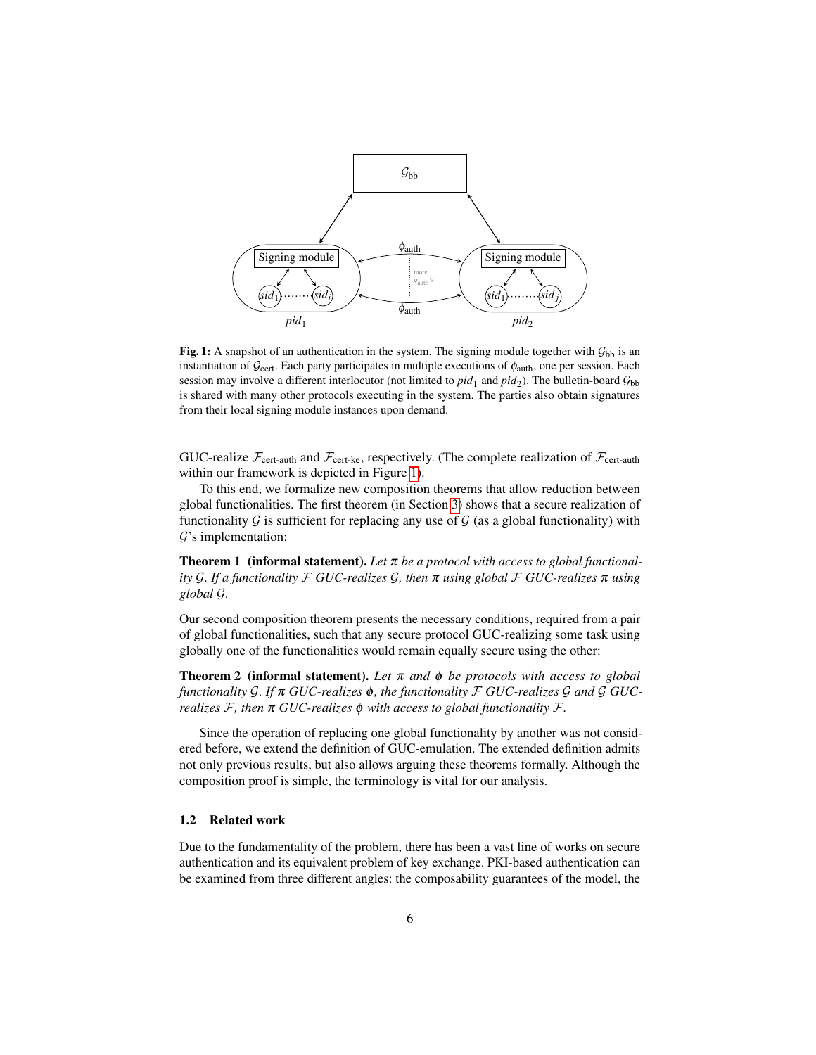**Fig. 1:** A snapshot of an authentication in the system. The signing module together with $\mathcal{G}_{\text{bb}}$ is an instantiation of $\mathcal{G}_{\text{cert}}$. Each party participates in multiple executions of $\phi_{\text{auth}}$, one per session. Each session may involve a different interlocutor (not limited to $pid_1$ and $pid_2$). The bulletin-board $\mathcal{G}_{\text{bb}}$ is shared with many other protocols executing in the system. The parties also obtain signatures from their local signing module instances upon demand.

GUC-realize $\mathcal{F}_{\text{cert-auth}}$ and $\mathcal{F}_{\text{cert-ke}}$, respectively. (The complete realization of $\mathcal{F}_{\text{cert-auth}}$ within our framework is depicted in Figure 1).

To this end, we formalize new composition theorems that allow reduction between global functionalities. The first theorem (in Section 3) shows that a secure realization of functionality $\mathcal{G}$ is sufficient for replacing any use of $\mathcal{G}$ (as a global functionality) with $\mathcal{G}$'s implementation:

**Theorem 1 (informal statement).** *Let $\pi$ be a protocol with access to global functionality $\mathcal{G}$. If a functionality $\mathcal{F}$ GUC-realizes $\mathcal{G}$, then $\pi$ using global $\mathcal{F}$ GUC-realizes $\pi$ using global $\mathcal{G}$.*

Our second composition theorem presents the necessary conditions, required from a pair of global functionalities, such that any secure protocol GUC-realizing some task using globally one of the functionalities would remain equally secure using the other:

**Theorem 2 (informal statement).** *Let $\pi$ and $\phi$ be protocols with access to global functionality $\mathcal{G}$. If $\pi$ GUC-realizes $\phi$, the functionality $\mathcal{F}$ GUC-realizes $\mathcal{G}$ and $\mathcal{G}$ GUC-realizes $\mathcal{F}$, then $\pi$ GUC-realizes $\phi$ with access to global functionality $\mathcal{F}$.*

Since the operation of replacing one global functionality by another was not considered before, we extend the definition of GUC-emulation. The extended definition admits not only previous results, but also allows arguing these theorems formally. Although the composition proof is simple, the terminology is vital for our analysis.

### 1.2 Related work

Due to the fundamentality of the problem, there has been a vast line of works on secure authentication and its equivalent problem of key exchange. PKI-based authentication can be examined from three different angles: the composability guarantees of the model, the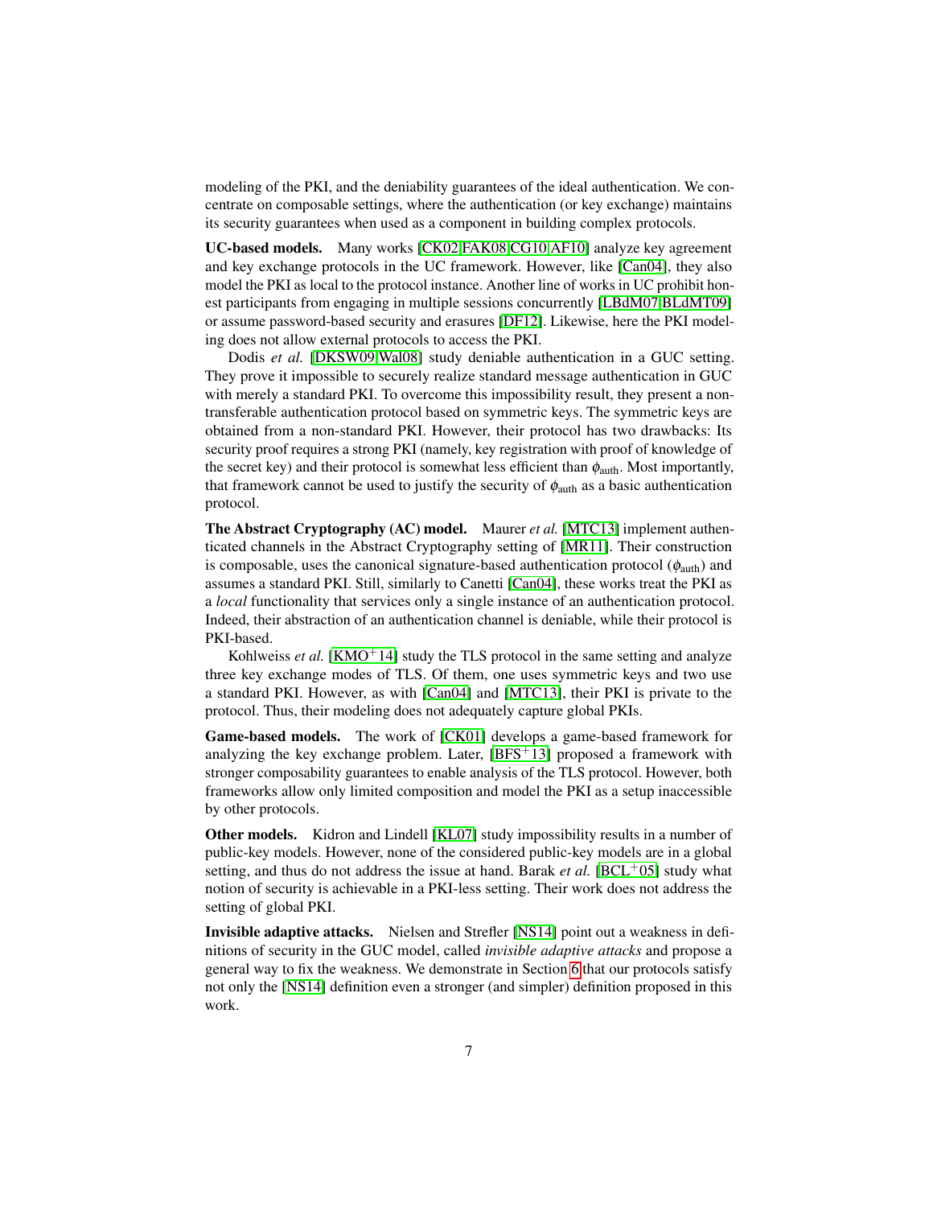modeling of the PKI, and the deniability guarantees of the ideal authentication. We concentrate on composable settings, where the authentication (or key exchange) maintains its security guarantees when used as a component in building complex protocols.

**UC-based models.** Many works [CK02,FAK08,CG10,AF10] analyze key agreement and key exchange protocols in the UC framework. However, like [Can04], they also model the PKI as local to the protocol instance. Another line of works in UC prohibit honest participants from engaging in multiple sessions concurrently [LBdM07,BLdMT09] or assume password-based security and erasures [DF12]. Likewise, here the PKI modeling does not allow external protocols to access the PKI.

Dodis *et al.* [DKSW09,Wal08] study deniable authentication in a GUC setting. They prove it impossible to securely realize standard message authentication in GUC with merely a standard PKI. To overcome this impossibility result, they present a non-transferable authentication protocol based on symmetric keys. The symmetric keys are obtained from a non-standard PKI. However, their protocol has two drawbacks: Its security proof requires a strong PKI (namely, key registration with proof of knowledge of the secret key) and their protocol is somewhat less efficient than $\phi_{\text{auth}}$. Most importantly, that framework cannot be used to justify the security of $\phi_{\text{auth}}$ as a basic authentication protocol.

**The Abstract Cryptography (AC) model.** Maurer *et al.* [MTC13] implement authenticated channels in the Abstract Cryptography setting of [MR11]. Their construction is composable, uses the canonical signature-based authentication protocol ($\phi_{\text{auth}}$) and assumes a standard PKI. Still, similarly to Canetti [Can04], these works treat the PKI as a *local* functionality that services only a single instance of an authentication protocol. Indeed, their abstraction of an authentication channel is deniable, while their protocol is PKI-based.

Kohlweiss *et al.* [KMO+14] study the TLS protocol in the same setting and analyze three key exchange modes of TLS. Of them, one uses symmetric keys and two use a standard PKI. However, as with [Can04] and [MTC13], their PKI is private to the protocol. Thus, their modeling does not adequately capture global PKIs.

**Game-based models.** The work of [CK01] develops a game-based framework for analyzing the key exchange problem. Later, [BFS+13] proposed a framework with stronger composability guarantees to enable analysis of the TLS protocol. However, both frameworks allow only limited composition and model the PKI as a setup inaccessible by other protocols.

**Other models.** Kidron and Lindell [KL07] study impossibility results in a number of public-key models. However, none of the considered public-key models are in a global setting, and thus do not address the issue at hand. Barak *et al.* [BCL+05] study what notion of security is achievable in a PKI-less setting. Their work does not address the setting of global PKI.

**Invisible adaptive attacks.** Nielsen and Strefler [NS14] point out a weakness in definitions of security in the GUC model, called *invisible adaptive attacks* and propose a general way to fix the weakness. We demonstrate in Section 6 that our protocols satisfy not only the [NS14] definition even a stronger (and simpler) definition proposed in this work.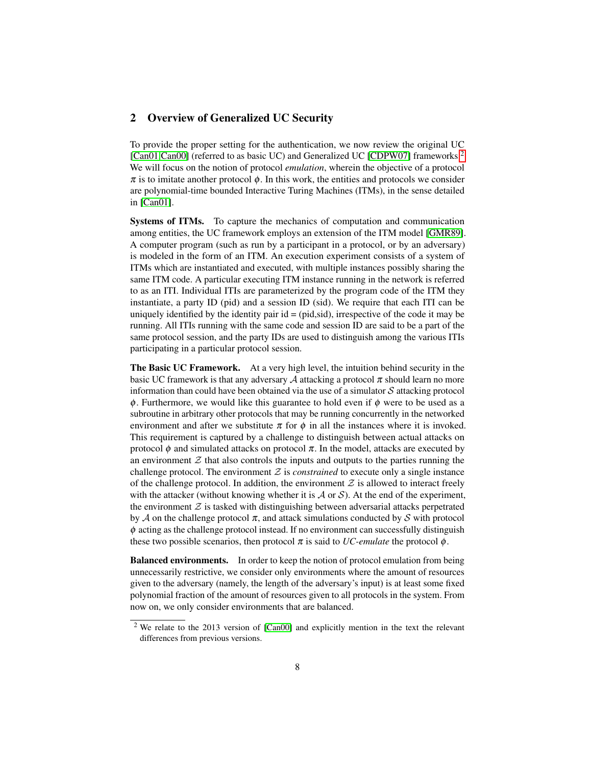## 2 Overview of Generalized UC Security

To provide the proper setting for the authentication, we now review the original UC [Can01,Can00] (referred to as basic UC) and Generalized UC [CDPW07] frameworks.[2] We will focus on the notion of protocol *emulation*, wherein the objective of a protocol $\pi$ is to imitate another protocol $\phi$. In this work, the entities and protocols we consider are polynomial-time bounded Interactive Turing Machines (ITMs), in the sense detailed in [Can01].

**Systems of ITMs.** To capture the mechanics of computation and communication among entities, the UC framework employs an extension of the ITM model [GMR89]. A computer program (such as run by a participant in a protocol, or by an adversary) is modeled in the form of an ITM. An execution experiment consists of a system of ITMs which are instantiated and executed, with multiple instances possibly sharing the same ITM code. A particular executing ITM instance running in the network is referred to as an ITI. Individual ITIs are parameterized by the program code of the ITM they instantiate, a party ID (pid) and a session ID (sid). We require that each ITI can be uniquely identified by the identity pair id = (pid,sid), irrespective of the code it may be running. All ITIs running with the same code and session ID are said to be a part of the same protocol session, and the party IDs are used to distinguish among the various ITIs participating in a particular protocol session.

**The Basic UC Framework.** At a very high level, the intuition behind security in the basic UC framework is that any adversary $\mathcal{A}$ attacking a protocol $\pi$ should learn no more information than could have been obtained via the use of a simulator $\mathcal{S}$ attacking protocol $\phi$. Furthermore, we would like this guarantee to hold even if $\phi$ were to be used as a subroutine in arbitrary other protocols that may be running concurrently in the networked environment and after we substitute $\pi$ for $\phi$ in all the instances where it is invoked. This requirement is captured by a challenge to distinguish between actual attacks on protocol $\phi$ and simulated attacks on protocol $\pi$. In the model, attacks are executed by an environment $\mathcal{Z}$ that also controls the inputs and outputs to the parties running the challenge protocol. The environment $\mathcal{Z}$ is *constrained* to execute only a single instance of the challenge protocol. In addition, the environment $\mathcal{Z}$ is allowed to interact freely with the attacker (without knowing whether it is $\mathcal{A}$ or $\mathcal{S}$). At the end of the experiment, the environment $\mathcal{Z}$ is tasked with distinguishing between adversarial attacks perpetrated by $\mathcal{A}$ on the challenge protocol $\pi$, and attack simulations conducted by $\mathcal{S}$ with protocol $\phi$ acting as the challenge protocol instead. If no environment can successfully distinguish these two possible scenarios, then protocol $\pi$ is said to *UC-emulate* the protocol $\phi$.

**Balanced environments.** In order to keep the notion of protocol emulation from being unnecessarily restrictive, we consider only environments where the amount of resources given to the adversary (namely, the length of the adversary's input) is at least some fixed polynomial fraction of the amount of resources given to all protocols in the system. From now on, we only consider environments that are balanced.

[2] We relate to the 2013 version of [Can00] and explicitly mention in the text the relevant differences from previous versions.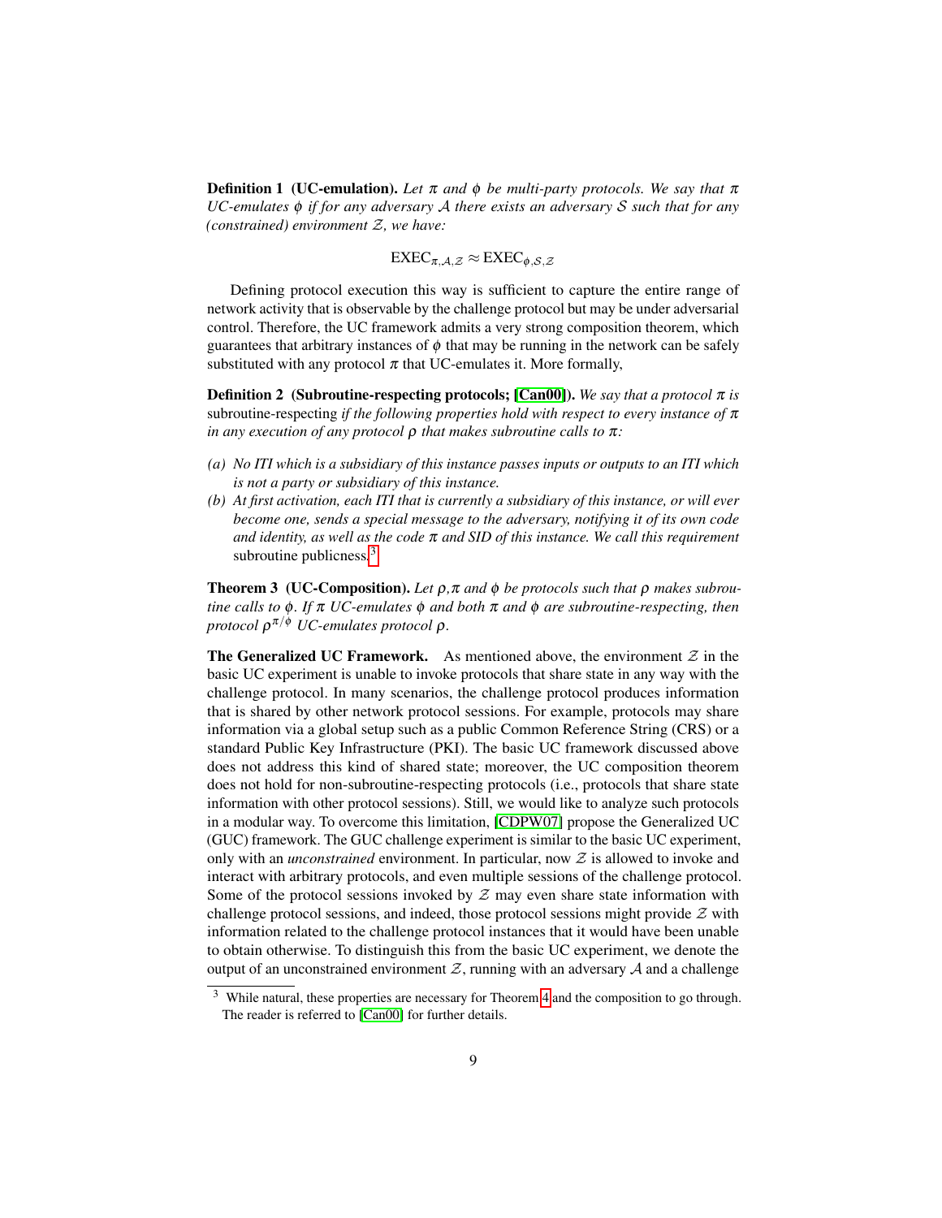**Definition 1 (UC-emulation).** *Let $\pi$ and $\phi$ be multi-party protocols. We say that $\pi$ UC-emulates $\phi$ if for any adversary $\mathcal{A}$ there exists an adversary $\mathcal{S}$ such that for any (constrained) environment $\mathcal{Z}$, we have:*

$$\mathrm{EXEC}_{\pi,\mathcal{A},\mathcal{Z}} \approx \mathrm{EXEC}_{\phi,\mathcal{S},\mathcal{Z}}$$

Defining protocol execution this way is sufficient to capture the entire range of network activity that is observable by the challenge protocol but may be under adversarial control. Therefore, the UC framework admits a very strong composition theorem, which guarantees that arbitrary instances of $\phi$ that may be running in the network can be safely substituted with any protocol $\pi$ that UC-emulates it. More formally,

**Definition 2 (Subroutine-respecting protocols; [Can00]).** *We say that a protocol $\pi$ is* subroutine-respecting *if the following properties hold with respect to every instance of $\pi$ in any execution of any protocol $\rho$ that makes subroutine calls to $\pi$:*

*(a) No ITI which is a subsidiary of this instance passes inputs or outputs to an ITI which is not a party or subsidiary of this instance.*
*(b) At first activation, each ITI that is currently a subsidiary of this instance, or will ever become one, sends a special message to the adversary, notifying it of its own code and identity, as well as the code $\pi$ and SID of this instance. We call this requirement* subroutine publicness.[3]

**Theorem 3 (UC-Composition).** *Let $\rho, \pi$ and $\phi$ be protocols such that $\rho$ makes subroutine calls to $\phi$. If $\pi$ UC-emulates $\phi$ and both $\pi$ and $\phi$ are subroutine-respecting, then protocol $\rho^{\pi/\phi}$ UC-emulates protocol $\rho$.*

**The Generalized UC Framework.** As mentioned above, the environment $\mathcal{Z}$ in the basic UC experiment is unable to invoke protocols that share state in any way with the challenge protocol. In many scenarios, the challenge protocol produces information that is shared by other network protocol sessions. For example, protocols may share information via a global setup such as a public Common Reference String (CRS) or a standard Public Key Infrastructure (PKI). The basic UC framework discussed above does not address this kind of shared state; moreover, the UC composition theorem does not hold for non-subroutine-respecting protocols (i.e., protocols that share state information with other protocol sessions). Still, we would like to analyze such protocols in a modular way. To overcome this limitation, [CDPW07] propose the Generalized UC (GUC) framework. The GUC challenge experiment is similar to the basic UC experiment, only with an *unconstrained* environment. In particular, now $\mathcal{Z}$ is allowed to invoke and interact with arbitrary protocols, and even multiple sessions of the challenge protocol. Some of the protocol sessions invoked by $\mathcal{Z}$ may even share state information with challenge protocol sessions, and indeed, those protocol sessions might provide $\mathcal{Z}$ with information related to the challenge protocol instances that it would have been unable to obtain otherwise. To distinguish this from the basic UC experiment, we denote the output of an unconstrained environment $\mathcal{Z}$, running with an adversary $\mathcal{A}$ and a challenge

[3] While natural, these properties are necessary for Theorem 4 and the composition to go through. The reader is referred to [Can00] for further details.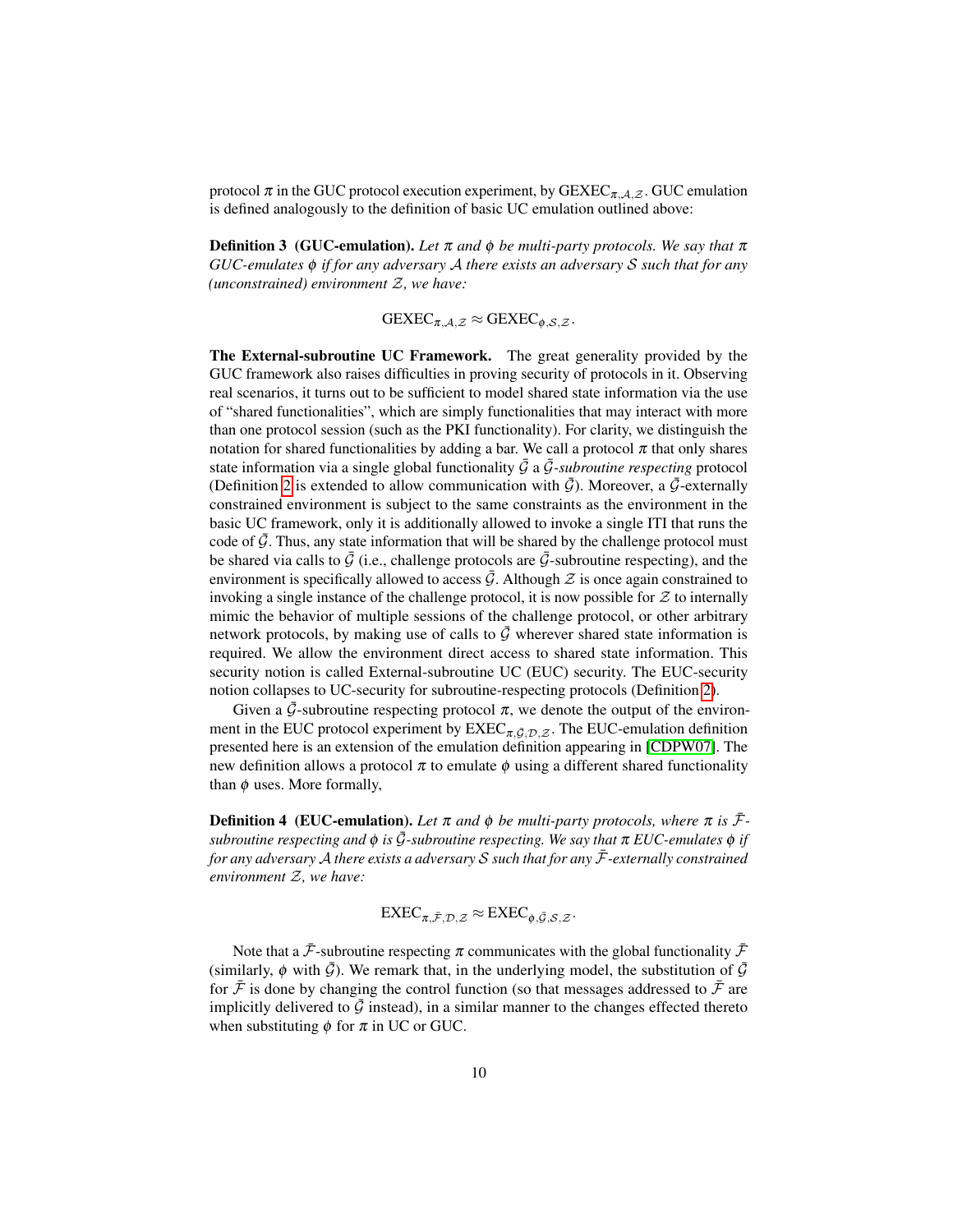protocol $\pi$ in the GUC protocol execution experiment, by $\mathrm{GEXEC}_{\pi,\mathcal{A},\mathcal{Z}}$. GUC emulation is defined analogously to the definition of basic UC emulation outlined above:

**Definition 3 (GUC-emulation).** *Let $\pi$ and $\phi$ be multi-party protocols. We say that $\pi$ GUC-emulates $\phi$ if for any adversary $\mathcal{A}$ there exists an adversary $\mathcal{S}$ such that for any (unconstrained) environment $\mathcal{Z}$, we have:*

$$\mathrm{GEXEC}_{\pi,\mathcal{A},\mathcal{Z}} \approx \mathrm{GEXEC}_{\phi,\mathcal{S},\mathcal{Z}}.$$

**The External-subroutine UC Framework.** The great generality provided by the GUC framework also raises difficulties in proving security of protocols in it. Observing real scenarios, it turns out to be sufficient to model shared state information via the use of "shared functionalities", which are simply functionalities that may interact with more than one protocol session (such as the PKI functionality). For clarity, we distinguish the notation for shared functionalities by adding a bar. We call a protocol $\pi$ that only shares state information via a single global functionality $\bar{\mathcal{G}}$ a *$\bar{\mathcal{G}}$-subroutine respecting* protocol (Definition 2 is extended to allow communication with $\bar{\mathcal{G}}$). Moreover, a $\bar{\mathcal{G}}$-externally constrained environment is subject to the same constraints as the environment in the basic UC framework, only it is additionally allowed to invoke a single ITI that runs the code of $\bar{\mathcal{G}}$. Thus, any state information that will be shared by the challenge protocol must be shared via calls to $\bar{\mathcal{G}}$ (i.e., challenge protocols are $\bar{\mathcal{G}}$-subroutine respecting), and the environment is specifically allowed to access $\bar{\mathcal{G}}$. Although $\mathcal{Z}$ is once again constrained to invoking a single instance of the challenge protocol, it is now possible for $\mathcal{Z}$ to internally mimic the behavior of multiple sessions of the challenge protocol, or other arbitrary network protocols, by making use of calls to $\bar{\mathcal{G}}$ wherever shared state information is required. We allow the environment direct access to shared state information. This security notion is called External-subroutine UC (EUC) security. The EUC-security notion collapses to UC-security for subroutine-respecting protocols (Definition 2).

Given a $\bar{\mathcal{G}}$-subroutine respecting protocol $\pi$, we denote the output of the environment in the EUC protocol experiment by $\mathrm{EXEC}_{\pi,\bar{\mathcal{G}},\mathcal{D},\mathcal{Z}}$. The EUC-emulation definition presented here is an extension of the emulation definition appearing in [CDPW07]. The new definition allows a protocol $\pi$ to emulate $\phi$ using a different shared functionality than $\phi$ uses. More formally,

**Definition 4 (EUC-emulation).** *Let $\pi$ and $\phi$ be multi-party protocols, where $\pi$ is $\bar{\mathcal{F}}$-subroutine respecting and $\phi$ is $\bar{\mathcal{G}}$-subroutine respecting. We say that $\pi$ EUC-emulates $\phi$ if for any adversary $\mathcal{A}$ there exists a adversary $\mathcal{S}$ such that for any $\bar{\mathcal{F}}$-externally constrained environment $\mathcal{Z}$, we have:*

$$\mathrm{EXEC}_{\pi,\bar{\mathcal{F}},\mathcal{D},\mathcal{Z}} \approx \mathrm{EXEC}_{\phi,\bar{\mathcal{G}},\mathcal{S},\mathcal{Z}}.$$

Note that a $\bar{\mathcal{F}}$-subroutine respecting $\pi$ communicates with the global functionality $\bar{\mathcal{F}}$ (similarly, $\phi$ with $\bar{\mathcal{G}}$). We remark that, in the underlying model, the substitution of $\bar{\mathcal{G}}$ for $\bar{\mathcal{F}}$ is done by changing the control function (so that messages addressed to $\bar{\mathcal{F}}$ are implicitly delivered to $\bar{\mathcal{G}}$ instead), in a similar manner to the changes effected thereto when substituting $\phi$ for $\pi$ in UC or GUC.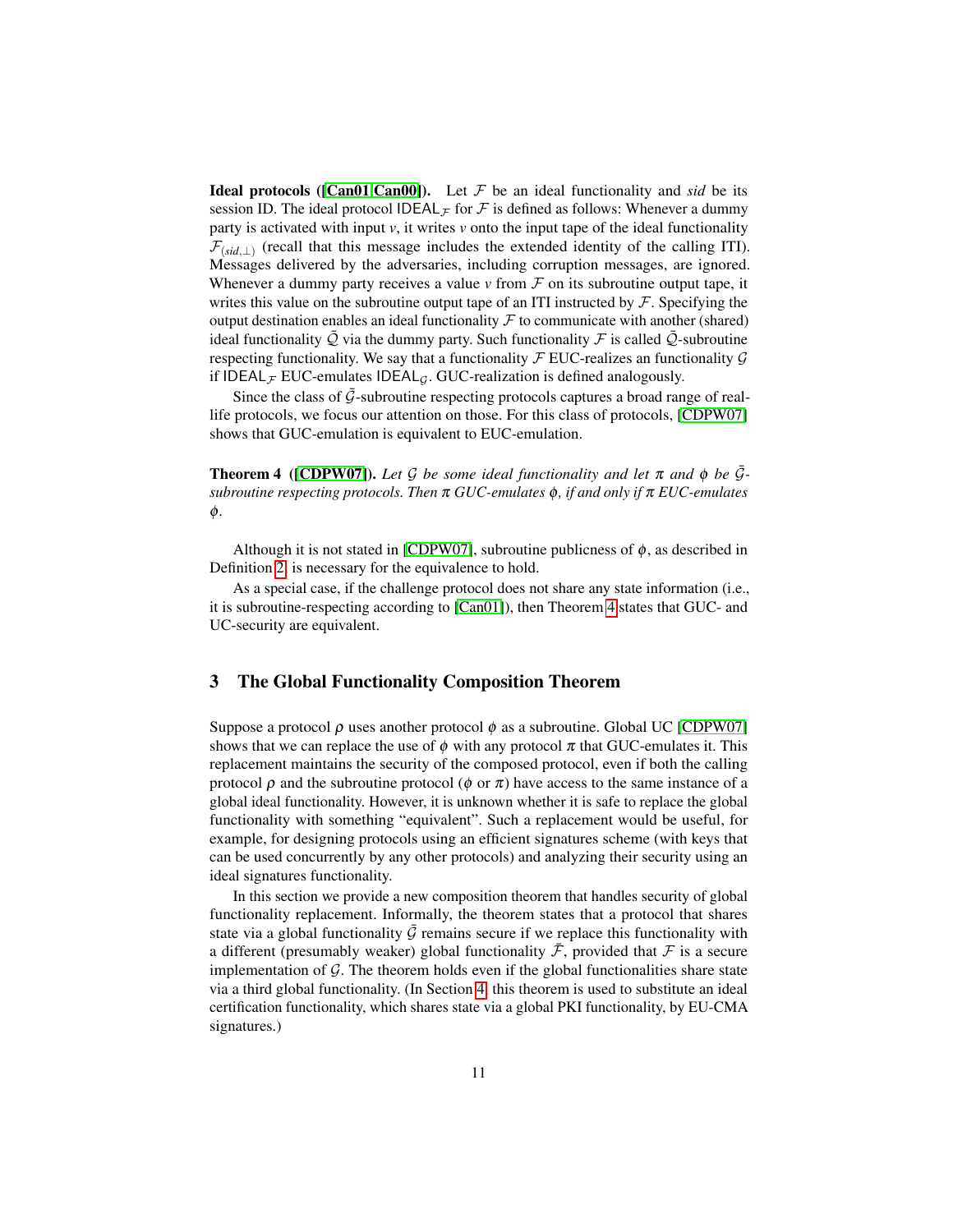**Ideal protocols ([Can01,Can00]).** Let $\mathcal{F}$ be an ideal functionality and *sid* be its session ID. The ideal protocol $\mathsf{IDEAL}_{\mathcal{F}}$ for $\mathcal{F}$ is defined as follows: Whenever a dummy party is activated with input $v$, it writes $v$ onto the input tape of the ideal functionality $\mathcal{F}_{(sid,\perp)}$ (recall that this message includes the extended identity of the calling ITI). Messages delivered by the adversaries, including corruption messages, are ignored. Whenever a dummy party receives a value $v$ from $\mathcal{F}$ on its subroutine output tape, it writes this value on the subroutine output tape of an ITI instructed by $\mathcal{F}$. Specifying the output destination enables an ideal functionality $\mathcal{F}$ to communicate with another (shared) ideal functionality $\bar{\mathcal{Q}}$ via the dummy party. Such functionality $\mathcal{F}$ is called $\bar{\mathcal{Q}}$-subroutine respecting functionality. We say that a functionality $\mathcal{F}$ EUC-realizes an functionality $\mathcal{G}$ if $\mathsf{IDEAL}_{\mathcal{F}}$ EUC-emulates $\mathsf{IDEAL}_{\mathcal{G}}$. GUC-realization is defined analogously.

Since the class of $\bar{\mathcal{G}}$-subroutine respecting protocols captures a broad range of real-life protocols, we focus our attention on those. For this class of protocols, [CDPW07] shows that GUC-emulation is equivalent to EUC-emulation.

**Theorem 4** **([CDPW07]).** *Let $\mathcal{G}$ be some ideal functionality and let $\pi$ and $\phi$ be $\bar{\mathcal{G}}$-subroutine respecting protocols. Then $\pi$ GUC-emulates $\phi$, if and only if $\pi$ EUC-emulates $\phi$.*

Although it is not stated in [CDPW07], subroutine publicness of $\phi$, as described in Definition 2, is necessary for the equivalence to hold.

As a special case, if the challenge protocol does not share any state information (i.e., it is subroutine-respecting according to [Can01]), then Theorem 4 states that GUC- and UC-security are equivalent.

## 3 The Global Functionality Composition Theorem

Suppose a protocol $\rho$ uses another protocol $\phi$ as a subroutine. Global UC [CDPW07] shows that we can replace the use of $\phi$ with any protocol $\pi$ that GUC-emulates it. This replacement maintains the security of the composed protocol, even if both the calling protocol $\rho$ and the subroutine protocol ($\phi$ or $\pi$) have access to the same instance of a global ideal functionality. However, it is unknown whether it is safe to replace the global functionality with something "equivalent". Such a replacement would be useful, for example, for designing protocols using an efficient signatures scheme (with keys that can be used concurrently by any other protocols) and analyzing their security using an ideal signatures functionality.

In this section we provide a new composition theorem that handles security of global functionality replacement. Informally, the theorem states that a protocol that shares state via a global functionality $\bar{\mathcal{G}}$ remains secure if we replace this functionality with a different (presumably weaker) global functionality $\bar{\mathcal{F}}$, provided that $\mathcal{F}$ is a secure implementation of $\mathcal{G}$. The theorem holds even if the global functionalities share state via a third global functionality. (In Section 4, this theorem is used to substitute an ideal certification functionality, which shares state via a global PKI functionality, by EU-CMA signatures.)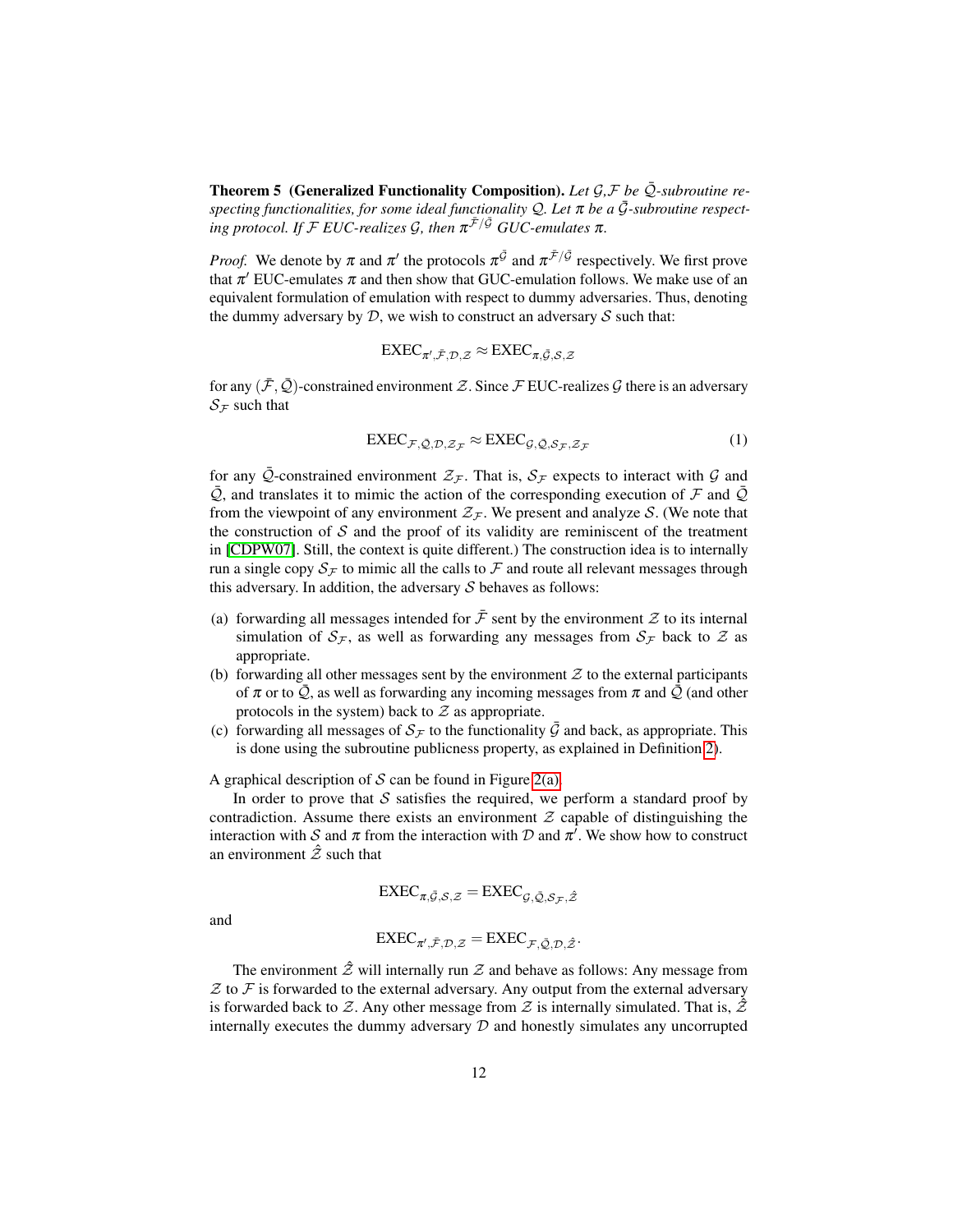**Theorem 5 (Generalized Functionality Composition).** *Let $\mathcal{G}, \mathcal{F}$ be $\bar{\mathcal{Q}}$-subroutine respecting functionalities, for some ideal functionality $\mathcal{Q}$. Let $\pi$ be a $\bar{\mathcal{G}}$-subroutine respecting protocol. If $\mathcal{F}$ EUC-realizes $\mathcal{G}$, then $\pi^{\bar{\mathcal{F}}/\bar{\mathcal{G}}}$ GUC-emulates $\pi$.*

*Proof.* We denote by $\pi$ and $\pi'$ the protocols $\pi^{\bar{\mathcal{G}}}$ and $\pi^{\bar{\mathcal{F}}/\bar{\mathcal{G}}}$ respectively. We first prove that $\pi'$ EUC-emulates $\pi$ and then show that GUC-emulation follows. We make use of an equivalent formulation of emulation with respect to dummy adversaries. Thus, denoting the dummy adversary by $\mathcal{D}$, we wish to construct an adversary $\mathcal{S}$ such that:

$$\text{EXEC}_{\pi',\bar{\mathcal{F}},\mathcal{D},\mathcal{Z}} \approx \text{EXEC}_{\pi,\bar{\mathcal{G}},\mathcal{S},\mathcal{Z}}$$

for any $(\bar{\mathcal{F}}, \bar{\mathcal{Q}})$-constrained environment $\mathcal{Z}$. Since $\mathcal{F}$ EUC-realizes $\mathcal{G}$ there is an adversary $\mathcal{S}_{\mathcal{F}}$ such that

$$\text{EXEC}_{\mathcal{F},\bar{\mathcal{Q}},\mathcal{D},\mathcal{Z}_{\mathcal{F}}} \approx \text{EXEC}_{\mathcal{G},\bar{\mathcal{Q}},\mathcal{S}_{\mathcal{F}},\mathcal{Z}_{\mathcal{F}}} \tag{1}$$

for any $\bar{\mathcal{Q}}$-constrained environment $\mathcal{Z}_{\mathcal{F}}$. That is, $\mathcal{S}_{\mathcal{F}}$ expects to interact with $\mathcal{G}$ and $\bar{\mathcal{Q}}$, and translates it to mimic the action of the corresponding execution of $\mathcal{F}$ and $\bar{\mathcal{Q}}$ from the viewpoint of any environment $\mathcal{Z}_{\mathcal{F}}$. We present and analyze $\mathcal{S}$. (We note that the construction of $\mathcal{S}$ and the proof of its validity are reminiscent of the treatment in [CDPW07]. Still, the context is quite different.) The construction idea is to internally run a single copy $\mathcal{S}_{\mathcal{F}}$ to mimic all the calls to $\mathcal{F}$ and route all relevant messages through this adversary. In addition, the adversary $\mathcal{S}$ behaves as follows:

(a) forwarding all messages intended for $\bar{\mathcal{F}}$ sent by the environment $\mathcal{Z}$ to its internal simulation of $\mathcal{S}_{\mathcal{F}}$, as well as forwarding any messages from $\mathcal{S}_{\mathcal{F}}$ back to $\mathcal{Z}$ as appropriate.

(b) forwarding all other messages sent by the environment $\mathcal{Z}$ to the external participants of $\pi$ or to $\bar{\mathcal{Q}}$, as well as forwarding any incoming messages from $\pi$ and $\bar{\mathcal{Q}}$ (and other protocols in the system) back to $\mathcal{Z}$ as appropriate.

(c) forwarding all messages of $\mathcal{S}_{\mathcal{F}}$ to the functionality $\bar{\mathcal{G}}$ and back, as appropriate. This is done using the subroutine publicness property, as explained in Definition 2).

A graphical description of $\mathcal{S}$ can be found in Figure 2(a).

In order to prove that $\mathcal{S}$ satisfies the required, we perform a standard proof by contradiction. Assume there exists an environment $\mathcal{Z}$ capable of distinguishing the interaction with $\mathcal{S}$ and $\pi$ from the interaction with $\mathcal{D}$ and $\pi'$. We show how to construct an environment $\hat{\mathcal{Z}}$ such that

$$\text{EXEC}_{\pi,\bar{\mathcal{G}},\mathcal{S},\mathcal{Z}} = \text{EXEC}_{\mathcal{G},\bar{\mathcal{Q}},\mathcal{S}_{\mathcal{F}},\hat{\mathcal{Z}}}$$

and

$$\text{EXEC}_{\pi',\bar{\mathcal{F}},\mathcal{D},\mathcal{Z}} = \text{EXEC}_{\mathcal{F},\bar{\mathcal{Q}},\mathcal{D},\hat{\mathcal{Z}}}.$$

The environment $\hat{\mathcal{Z}}$ will internally run $\mathcal{Z}$ and behave as follows: Any message from $\mathcal{Z}$ to $\mathcal{F}$ is forwarded to the external adversary. Any output from the external adversary is forwarded back to $\mathcal{Z}$. Any other message from $\mathcal{Z}$ is internally simulated. That is, $\hat{\mathcal{Z}}$ internally executes the dummy adversary $\mathcal{D}$ and honestly simulates any uncorrupted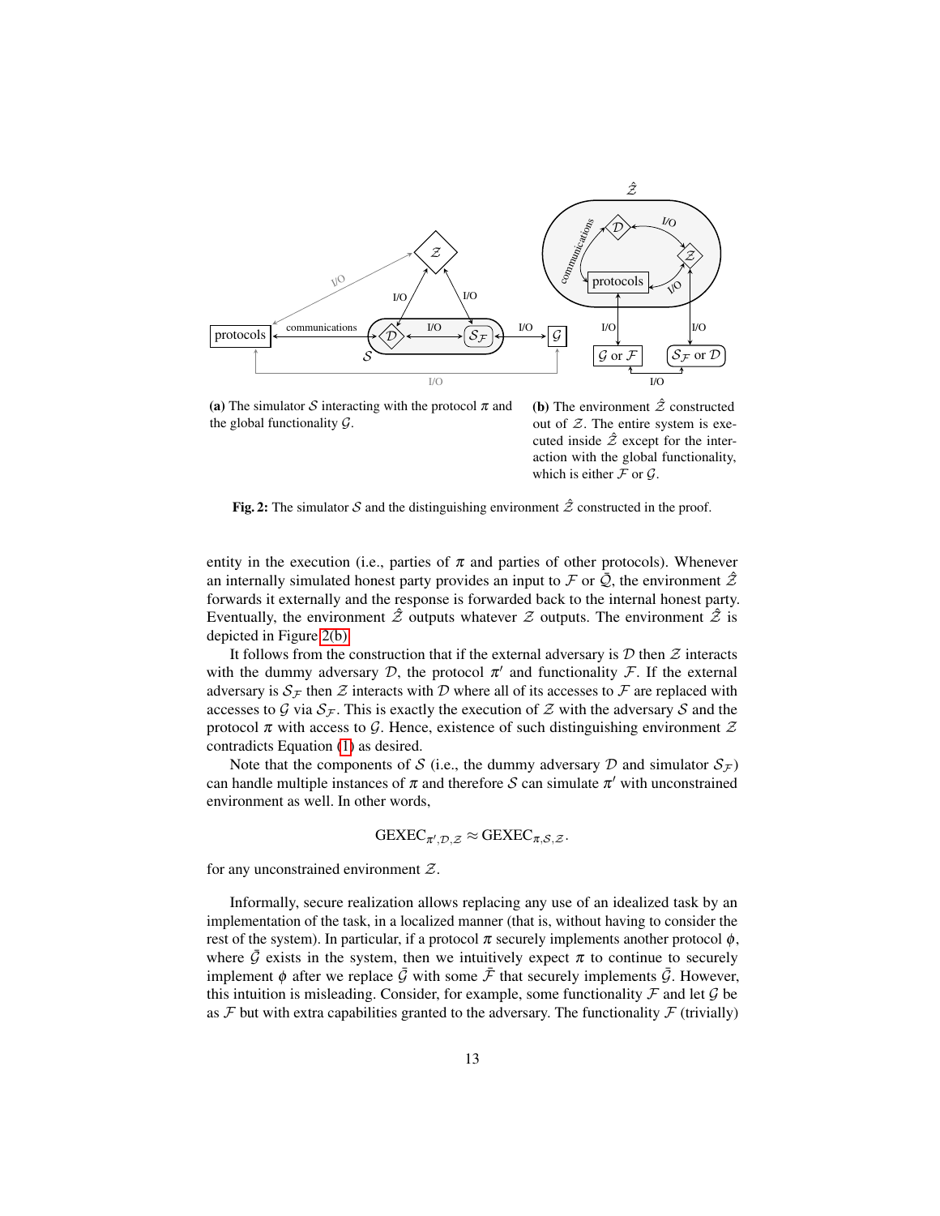(a) The simulator $\mathcal{S}$ interacting with the protocol $\pi$ and the global functionality $\mathcal{G}$.

(b) The environment $\hat{\mathcal{Z}}$ constructed out of $\mathcal{Z}$. The entire system is executed inside $\hat{\mathcal{Z}}$ except for the interaction with the global functionality, which is either $\mathcal{F}$ or $\mathcal{G}$.

**Fig. 2:** The simulator $\mathcal{S}$ and the distinguishing environment $\hat{\mathcal{Z}}$ constructed in the proof.

entity in the execution (i.e., parties of $\pi$ and parties of other protocols). Whenever an internally simulated honest party provides an input to $\mathcal{F}$ or $\bar{\mathcal{Q}}$, the environment $\hat{\mathcal{Z}}$ forwards it externally and the response is forwarded back to the internal honest party. Eventually, the environment $\hat{\mathcal{Z}}$ outputs whatever $\mathcal{Z}$ outputs. The environment $\hat{\mathcal{Z}}$ is depicted in Figure 2(b).

It follows from the construction that if the external adversary is $\mathcal{D}$ then $\mathcal{Z}$ interacts with the dummy adversary $\mathcal{D}$, the protocol $\pi'$ and functionality $\mathcal{F}$. If the external adversary is $\mathcal{S}_{\mathcal{F}}$ then $\mathcal{Z}$ interacts with $\mathcal{D}$ where all of its accesses to $\mathcal{F}$ are replaced with accesses to $\mathcal{G}$ via $\mathcal{S}_{\mathcal{F}}$. This is exactly the execution of $\mathcal{Z}$ with the adversary $\mathcal{S}$ and the protocol $\pi$ with access to $\mathcal{G}$. Hence, existence of such distinguishing environment $\mathcal{Z}$ contradicts Equation (1) as desired.

Note that the components of $\mathcal{S}$ (i.e., the dummy adversary $\mathcal{D}$ and simulator $\mathcal{S}_{\mathcal{F}}$) can handle multiple instances of $\pi$ and therefore $\mathcal{S}$ can simulate $\pi'$ with unconstrained environment as well. In other words,

$$\mathrm{GEXEC}_{\pi',\mathcal{D},\mathcal{Z}} \approx \mathrm{GEXEC}_{\pi,\mathcal{S},\mathcal{Z}}.$$

for any unconstrained environment $\mathcal{Z}$.

Informally, secure realization allows replacing any use of an idealized task by an implementation of the task, in a localized manner (that is, without having to consider the rest of the system). In particular, if a protocol $\pi$ securely implements another protocol $\phi$, where $\bar{\mathcal{G}}$ exists in the system, then we intuitively expect $\pi$ to continue to securely implement $\phi$ after we replace $\bar{\mathcal{G}}$ with some $\bar{\mathcal{F}}$ that securely implements $\bar{\mathcal{G}}$. However, this intuition is misleading. Consider, for example, some functionality $\mathcal{F}$ and let $\mathcal{G}$ be as $\mathcal{F}$ but with extra capabilities granted to the adversary. The functionality $\mathcal{F}$ (trivially)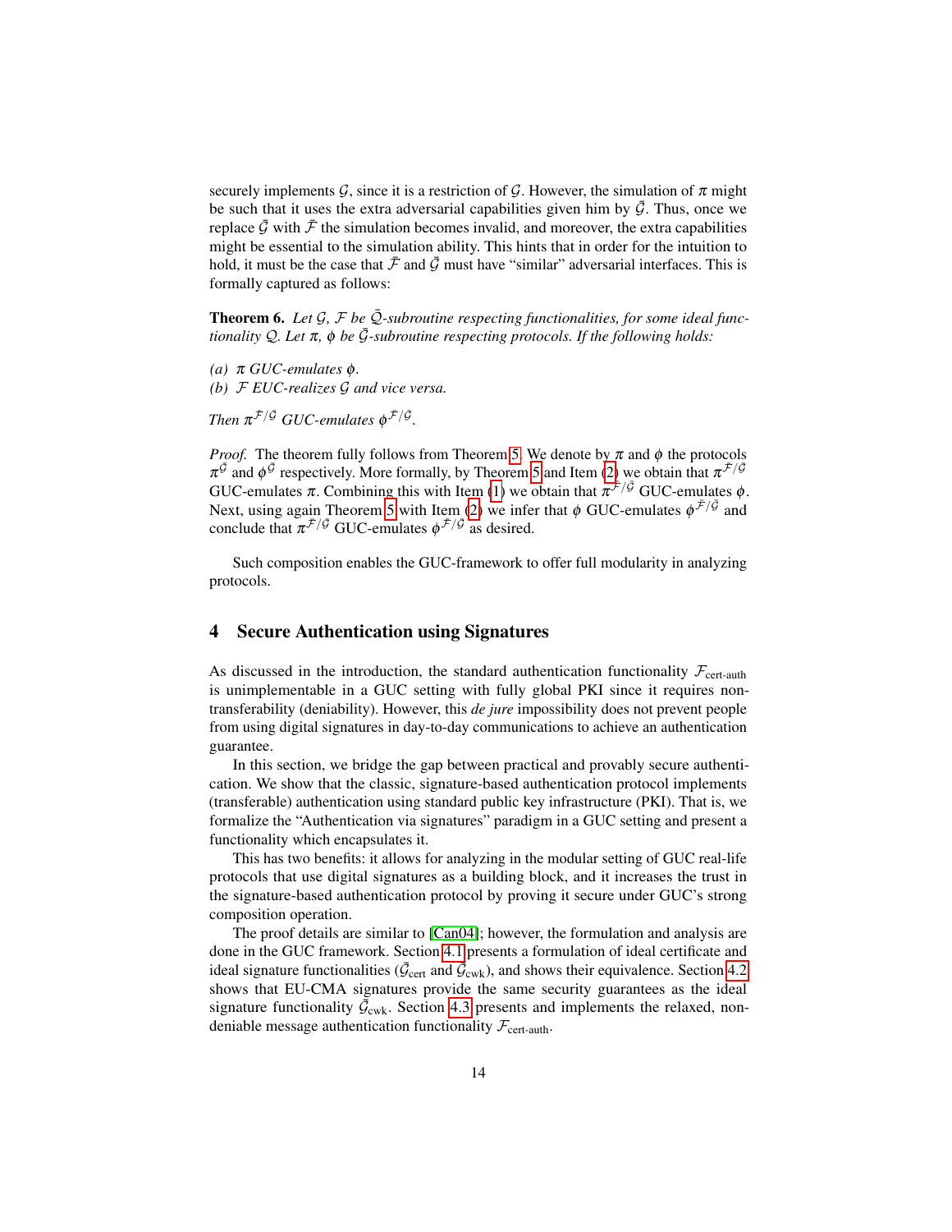securely implements $\mathcal{G}$, since it is a restriction of $\mathcal{G}$. However, the simulation of $\pi$ might be such that it uses the extra adversarial capabilities given him by $\bar{\mathcal{G}}$. Thus, once we replace $\bar{\mathcal{G}}$ with $\bar{\mathcal{F}}$ the simulation becomes invalid, and moreover, the extra capabilities might be essential to the simulation ability. This hints that in order for the intuition to hold, it must be the case that $\bar{\mathcal{F}}$ and $\bar{\mathcal{G}}$ must have "similar" adversarial interfaces. This is formally captured as follows:

**Theorem 6.** *Let $\mathcal{G}$, $\mathcal{F}$ be $\bar{\mathcal{Q}}$-subroutine respecting functionalities, for some ideal functionality $\mathcal{Q}$. Let $\pi$, $\phi$ be $\bar{\mathcal{G}}$-subroutine respecting protocols. If the following holds:*

*(a) $\pi$ GUC-emulates $\phi$.*
*(b) $\mathcal{F}$ EUC-realizes $\mathcal{G}$ and vice versa.*

*Then $\pi^{\bar{\mathcal{F}}/\bar{\mathcal{G}}}$ GUC-emulates $\phi^{\bar{\mathcal{F}}/\bar{\mathcal{G}}}$.*

*Proof.* The theorem fully follows from Theorem 5. We denote by $\pi$ and $\phi$ the protocols $\pi^{\bar{\mathcal{G}}}$ and $\phi^{\bar{\mathcal{G}}}$ respectively. More formally, by Theorem 5 and Item (2) we obtain that $\pi^{\bar{\mathcal{F}}/\bar{\mathcal{G}}}$ GUC-emulates $\pi$. Combining this with Item (1) we obtain that $\pi^{\bar{\mathcal{F}}/\bar{\mathcal{G}}}$ GUC-emulates $\phi$. Next, using again Theorem 5 with Item (2) we infer that $\phi$ GUC-emulates $\phi^{\bar{\mathcal{F}}/\bar{\mathcal{G}}}$ and conclude that $\pi^{\bar{\mathcal{F}}/\bar{\mathcal{G}}}$ GUC-emulates $\phi^{\bar{\mathcal{F}}/\bar{\mathcal{G}}}$ as desired.

Such composition enables the GUC-framework to offer full modularity in analyzing protocols.

## 4 Secure Authentication using Signatures

As discussed in the introduction, the standard authentication functionality $\mathcal{F}_{\text{cert-auth}}$ is unimplementable in a GUC setting with fully global PKI since it requires non-transferability (deniability). However, this *de jure* impossibility does not prevent people from using digital signatures in day-to-day communications to achieve an authentication guarantee.

In this section, we bridge the gap between practical and provably secure authentication. We show that the classic, signature-based authentication protocol implements (transferable) authentication using standard public key infrastructure (PKI). That is, we formalize the "Authentication via signatures" paradigm in a GUC setting and present a functionality which encapsulates it.

This has two benefits: it allows for analyzing in the modular setting of GUC real-life protocols that use digital signatures as a building block, and it increases the trust in the signature-based authentication protocol by proving it secure under GUC's strong composition operation.

The proof details are similar to [Can04]; however, the formulation and analysis are done in the GUC framework. Section 4.1 presents a formulation of ideal certificate and ideal signature functionalities ($\bar{\mathcal{G}}_{\text{cert}}$ and $\bar{\mathcal{G}}_{\text{cwk}}$), and shows their equivalence. Section 4.2 shows that EU-CMA signatures provide the same security guarantees as the ideal signature functionality $\bar{\mathcal{G}}_{\text{cwk}}$. Section 4.3 presents and implements the relaxed, non-deniable message authentication functionality $\mathcal{F}_{\text{cert-auth}}$.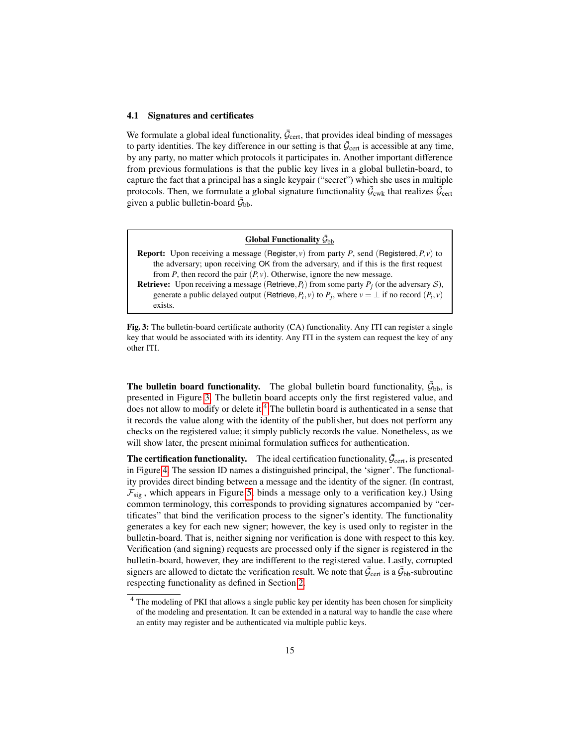### 4.1 Signatures and certificates

We formulate a global ideal functionality, $\bar{\mathcal{G}}_{\text{cert}}$, that provides ideal binding of messages to party identities. The key difference in our setting is that $\bar{\mathcal{G}}_{\text{cert}}$ is accessible at any time, by any party, no matter which protocols it participates in. Another important difference from previous formulations is that the public key lives in a global bulletin-board, to capture the fact that a principal has a single keypair ("secret") which she uses in multiple protocols. Then, we formulate a global signature functionality $\bar{\mathcal{G}}_{\text{cwk}}$ that realizes $\bar{\mathcal{G}}_{\text{cert}}$ given a public bulletin-board $\bar{\mathcal{G}}_{\text{bb}}$.

---

**Global Functionality $\bar{\mathcal{G}}_{\text{bb}}$**

**Report:** Upon receiving a message $(\mathsf{Register}, v)$ from party $P$, send $(\mathsf{Registered}, P, v)$ to the adversary; upon receiving $\mathsf{OK}$ from the adversary, and if this is the first request from $P$, then record the pair $(P, v)$. Otherwise, ignore the new message.

**Retrieve:** Upon receiving a message $(\mathsf{Retrieve}, P_i)$ from some party $P_j$ (or the adversary $\mathcal{S}$), generate a public delayed output $(\mathsf{Retrieve}, P_i, v)$ to $P_j$, where $v = \perp$ if no record $(P_i, v)$ exists.

---

**Fig. 3:** The bulletin-board certificate authority (CA) functionality. Any ITI can register a single key that would be associated with its identity. Any ITI in the system can request the key of any other ITI.

**The bulletin board functionality.** The global bulletin board functionality, $\bar{\mathcal{G}}_{\text{bb}}$, is presented in Figure 3. The bulletin board accepts only the first registered value, and does not allow to modify or delete it.[4] The bulletin board is authenticated in a sense that it records the value along with the identity of the publisher, but does not perform any checks on the registered value; it simply publicly records the value. Nonetheless, as we will show later, the present minimal formulation suffices for authentication.

**The certification functionality.** The ideal certification functionality, $\bar{\mathcal{G}}_{\text{cert}}$, is presented in Figure 4. The session ID names a distinguished principal, the 'signer'. The functionality provides direct binding between a message and the identity of the signer. (In contrast, $\mathcal{F}_{\text{sig}}$, which appears in Figure 5, binds a message only to a verification key.) Using common terminology, this corresponds to providing signatures accompanied by "certificates" that bind the verification process to the signer's identity. The functionality generates a key for each new signer; however, the key is used only to register in the bulletin-board. That is, neither signing nor verification is done with respect to this key. Verification (and signing) requests are processed only if the signer is registered in the bulletin-board, however, they are indifferent to the registered value. Lastly, corrupted signers are allowed to dictate the verification result. We note that $\bar{\mathcal{G}}_{\text{cert}}$ is a $\bar{\mathcal{G}}_{\text{bb}}$-subroutine respecting functionality as defined in Section 2.

[4] The modeling of PKI that allows a single public key per identity has been chosen for simplicity of the modeling and presentation. It can be extended in a natural way to handle the case where an entity may register and be authenticated via multiple public keys.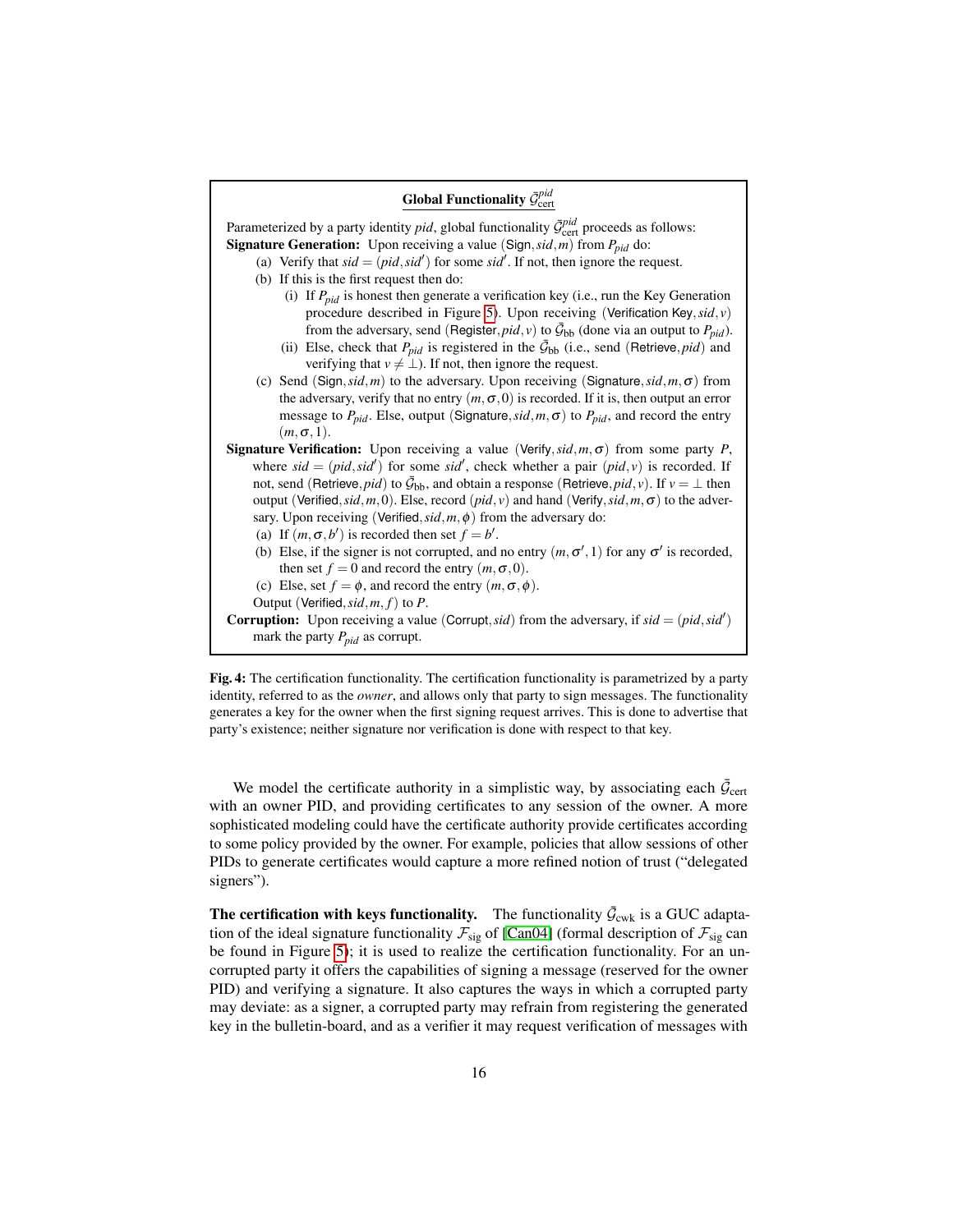**Global Functionality $\bar{\mathcal{G}}_{\text{cert}}^{pid}$**

Parameterized by a party identity $pid$, global functionality $\bar{\mathcal{G}}_{\text{cert}}^{pid}$ proceeds as follows:

**Signature Generation:** Upon receiving a value $(\mathsf{Sign}, sid, m)$ from $P_{pid}$ do:

(a) Verify that $sid = (pid, sid')$ for some $sid'$. If not, then ignore the request.

(b) If this is the first request then do:

(i) If $P_{pid}$ is honest then generate a verification key (i.e., run the Key Generation procedure described in Figure 5). Upon receiving $(\mathsf{Verification\ Key}, sid, v)$ from the adversary, send $(\mathsf{Register}, pid, v)$ to $\bar{\mathcal{G}}_{\text{bb}}$ (done via an output to $P_{pid}$).

(ii) Else, check that $P_{pid}$ is registered in the $\bar{\mathcal{G}}_{\text{bb}}$ (i.e., send $(\mathsf{Retrieve}, pid)$ and verifying that $v \neq \bot$). If not, then ignore the request.

(c) Send $(\mathsf{Sign}, sid, m)$ to the adversary. Upon receiving $(\mathsf{Signature}, sid, m, \sigma)$ from the adversary, verify that no entry $(m, \sigma, 0)$ is recorded. If it is, then output an error message to $P_{pid}$. Else, output $(\mathsf{Signature}, sid, m, \sigma)$ to $P_{pid}$, and record the entry $(m, \sigma, 1)$.

**Signature Verification:** Upon receiving a value $(\mathsf{Verify}, sid, m, \sigma)$ from some party $P$, where $sid = (pid, sid')$ for some $sid'$, check whether a pair $(pid, v)$ is recorded. If not, send $(\mathsf{Retrieve}, pid)$ to $\bar{\mathcal{G}}_{\text{bb}}$, and obtain a response $(\mathsf{Retrieve}, pid, v)$. If $v = \bot$ then output $(\mathsf{Verified}, sid, m, 0)$. Else, record $(pid, v)$ and hand $(\mathsf{Verify}, sid, m, \sigma)$ to the adversary. Upon receiving $(\mathsf{Verified}, sid, m, \phi)$ from the adversary do:

(a) If $(m, \sigma, b')$ is recorded then set $f = b'$.

(b) Else, if the signer is not corrupted, and no entry $(m, \sigma', 1)$ for any $\sigma'$ is recorded, then set $f = 0$ and record the entry $(m, \sigma, 0)$.

(c) Else, set $f = \phi$, and record the entry $(m, \sigma, \phi)$.

Output $(\mathsf{Verified}, sid, m, f)$ to $P$.

**Corruption:** Upon receiving a value $(\mathsf{Corrupt}, sid)$ from the adversary, if $sid = (pid, sid')$ mark the party $P_{pid}$ as corrupt.

**Fig. 4:** The certification functionality. The certification functionality is parametrized by a party identity, referred to as the *owner*, and allows only that party to sign messages. The functionality generates a key for the owner when the first signing request arrives. This is done to advertise that party's existence; neither signature nor verification is done with respect to that key.

We model the certificate authority in a simplistic way, by associating each $\bar{\mathcal{G}}_{\text{cert}}$ with an owner PID, and providing certificates to any session of the owner. A more sophisticated modeling could have the certificate authority provide certificates according to some policy provided by the owner. For example, policies that allow sessions of other PIDs to generate certificates would capture a more refined notion of trust ("delegated signers").

**The certification with keys functionality.** The functionality $\bar{\mathcal{G}}_{\text{cwk}}$ is a GUC adaptation of the ideal signature functionality $\mathcal{F}_{\text{sig}}$ of [Can04] (formal description of $\mathcal{F}_{\text{sig}}$ can be found in Figure 5); it is used to realize the certification functionality. For an uncorrupted party it offers the capabilities of signing a message (reserved for the owner PID) and verifying a signature. It also captures the ways in which a corrupted party may deviate: as a signer, a corrupted party may refrain from registering the generated key in the bulletin-board, and as a verifier it may request verification of messages with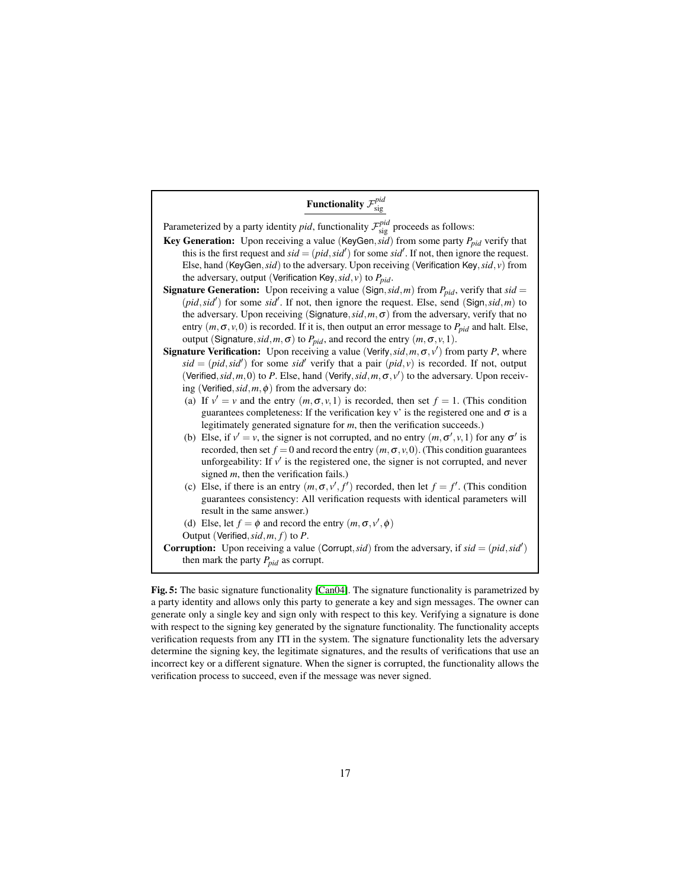**Functionality $\mathcal{F}_{\text{sig}}^{pid}$**

Parameterized by a party identity $pid$, functionality $\mathcal{F}_{\text{sig}}^{pid}$ proceeds as follows:

**Key Generation:** Upon receiving a value $(\mathsf{KeyGen}, sid)$ from some party $P_{pid}$ verify that this is the first request and $sid = (pid, sid')$ for some $sid'$. If not, then ignore the request. Else, hand $(\mathsf{KeyGen}, sid)$ to the adversary. Upon receiving $(\mathsf{Verification\ Key}, sid, v)$ from the adversary, output $(\mathsf{Verification\ Key}, sid, v)$ to $P_{pid}$.

**Signature Generation:** Upon receiving a value $(\mathsf{Sign}, sid, m)$ from $P_{pid}$, verify that $sid = (pid, sid')$ for some $sid'$. If not, then ignore the request. Else, send $(\mathsf{Sign}, sid, m)$ to the adversary. Upon receiving $(\mathsf{Signature}, sid, m, \sigma)$ from the adversary, verify that no entry $(m, \sigma, v, 0)$ is recorded. If it is, then output an error message to $P_{pid}$ and halt. Else, output $(\mathsf{Signature}, sid, m, \sigma)$ to $P_{pid}$, and record the entry $(m, \sigma, v, 1)$.

**Signature Verification:** Upon receiving a value $(\mathsf{Verify}, sid, m, \sigma, v')$ from party $P$, where $sid = (pid, sid')$ for some $sid'$ verify that a pair $(pid, v)$ is recorded. If not, output $(\mathsf{Verified}, sid, m, 0)$ to $P$. Else, hand $(\mathsf{Verify}, sid, m, \sigma, v')$ to the adversary. Upon receiving $(\mathsf{Verified}, sid, m, \phi)$ from the adversary do:

(a) If $v' = v$ and the entry $(m, \sigma, v, 1)$ is recorded, then set $f = 1$. (This condition guarantees completeness: If the verification key v' is the registered one and $\sigma$ is a legitimately generated signature for $m$, then the verification succeeds.)

(b) Else, if $v' = v$, the signer is not corrupted, and no entry $(m, \sigma', v, 1)$ for any $\sigma'$ is recorded, then set $f = 0$ and record the entry $(m, \sigma, v, 0)$. (This condition guarantees unforgeability: If $v'$ is the registered one, the signer is not corrupted, and never signed $m$, then the verification fails.)

(c) Else, if there is an entry $(m, \sigma, v', f')$ recorded, then let $f = f'$. (This condition guarantees consistency: All verification requests with identical parameters will result in the same answer.)

(d) Else, let $f = \phi$ and record the entry $(m, \sigma, v', \phi)$

Output $(\mathsf{Verified}, sid, m, f)$ to $P$.

**Corruption:** Upon receiving a value $(\mathsf{Corrupt}, sid)$ from the adversary, if $sid = (pid, sid')$ then mark the party $P_{pid}$ as corrupt.

**Fig. 5:** The basic signature functionality [Can04]. The signature functionality is parametrized by a party identity and allows only this party to generate a key and sign messages. The owner can generate only a single key and sign only with respect to this key. Verifying a signature is done with respect to the signing key generated by the signature functionality. The functionality accepts verification requests from any ITI in the system. The signature functionality lets the adversary determine the signing key, the legitimate signatures, and the results of verifications that use an incorrect key or a different signature. When the signer is corrupted, the functionality allows the verification process to succeed, even if the message was never signed.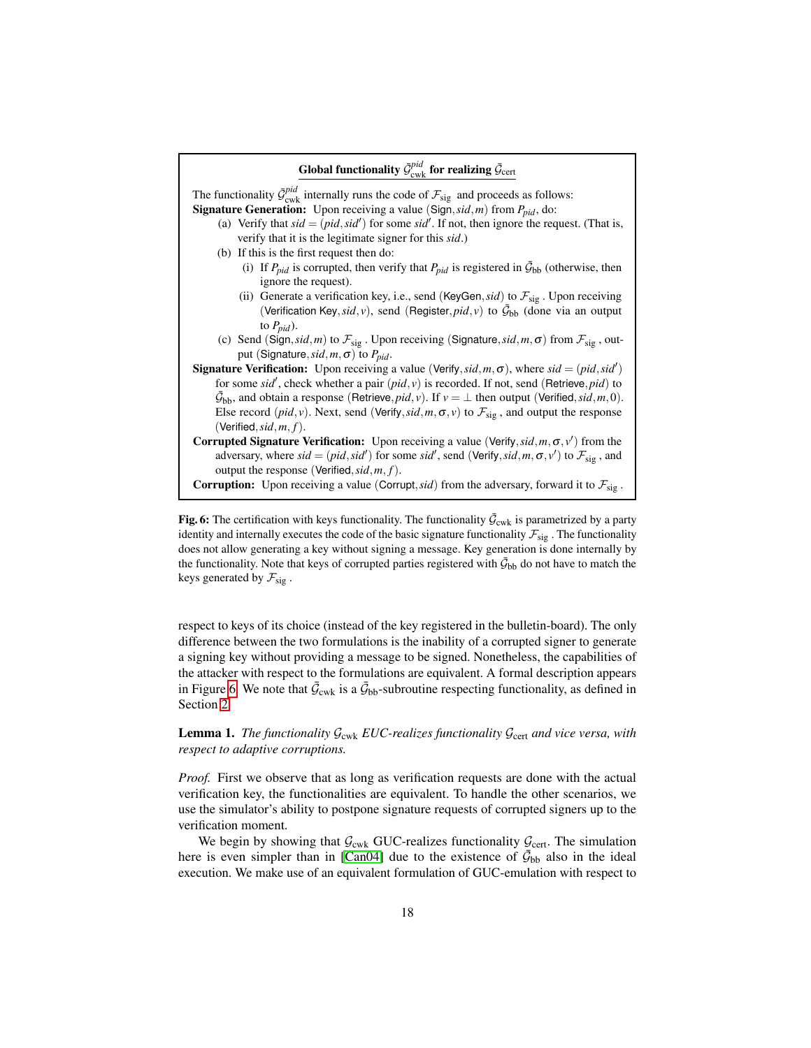**Global functionality $\bar{\mathcal{G}}^{pid}_{\text{cwk}}$ for realizing $\bar{\mathcal{G}}_{\text{cert}}$**

The functionality $\bar{\mathcal{G}}^{pid}_{\text{cwk}}$ internally runs the code of $\mathcal{F}_{\text{sig}}$ and proceeds as follows:

**Signature Generation:** Upon receiving a value $(\mathsf{Sign}, sid, m)$ from $P_{pid}$, do:

(a) Verify that $sid = (pid, sid')$ for some $sid'$. If not, then ignore the request. (That is, verify that it is the legitimate signer for this $sid$.)

(b) If this is the first request then do:

   (i) If $P_{pid}$ is corrupted, then verify that $P_{pid}$ is registered in $\bar{\mathcal{G}}_{\text{bb}}$ (otherwise, then ignore the request).

   (ii) Generate a verification key, i.e., send $(\mathsf{KeyGen}, sid)$ to $\mathcal{F}_{\text{sig}}$. Upon receiving $(\mathsf{Verification\ Key}, sid, v)$, send $(\mathsf{Register}, pid, v)$ to $\bar{\mathcal{G}}_{\text{bb}}$ (done via an output to $P_{pid}$).

(c) Send $(\mathsf{Sign}, sid, m)$ to $\mathcal{F}_{\text{sig}}$. Upon receiving $(\mathsf{Signature}, sid, m, \sigma)$ from $\mathcal{F}_{\text{sig}}$, output $(\mathsf{Signature}, sid, m, \sigma)$ to $P_{pid}$.

**Signature Verification:** Upon receiving a value $(\mathsf{Verify}, sid, m, \sigma)$, where $sid = (pid, sid')$ for some $sid'$, check whether a pair $(pid, v)$ is recorded. If not, send $(\mathsf{Retrieve}, pid)$ to $\bar{\mathcal{G}}_{\text{bb}}$, and obtain a response $(\mathsf{Retrieve}, pid, v)$. If $v = \perp$ then output $(\mathsf{Verified}, sid, m, 0)$. Else record $(pid, v)$. Next, send $(\mathsf{Verify}, sid, m, \sigma, v)$ to $\mathcal{F}_{\text{sig}}$, and output the response $(\mathsf{Verified}, sid, m, f)$.

**Corrupted Signature Verification:** Upon receiving a value $(\mathsf{Verify}, sid, m, \sigma, v')$ from the adversary, where $sid = (pid, sid')$ for some $sid'$, send $(\mathsf{Verify}, sid, m, \sigma, v')$ to $\mathcal{F}_{\text{sig}}$, and output the response $(\mathsf{Verified}, sid, m, f)$.

**Corruption:** Upon receiving a value $(\mathsf{Corrupt}, sid)$ from the adversary, forward it to $\mathcal{F}_{\text{sig}}$.

**Fig. 6:** The certification with keys functionality. The functionality $\bar{\mathcal{G}}_{\text{cwk}}$ is parametrized by a party identity and internally executes the code of the basic signature functionality $\mathcal{F}_{\text{sig}}$. The functionality does not allow generating a key without signing a message. Key generation is done internally by the functionality. Note that keys of corrupted parties registered with $\bar{\mathcal{G}}_{\text{bb}}$ do not have to match the keys generated by $\mathcal{F}_{\text{sig}}$.

respect to keys of its choice (instead of the key registered in the bulletin-board). The only difference between the two formulations is the inability of a corrupted signer to generate a signing key without providing a message to be signed. Nonetheless, the capabilities of the attacker with respect to the formulations are equivalent. A formal description appears in Figure 6. We note that $\bar{\mathcal{G}}_{\text{cwk}}$ is a $\bar{\mathcal{G}}_{\text{bb}}$-subroutine respecting functionality, as defined in Section 2.

**Lemma 1.** *The functionality $\mathcal{G}_{\text{cwk}}$ EUC-realizes functionality $\mathcal{G}_{\text{cert}}$ and vice versa, with respect to adaptive corruptions.*

*Proof.* First we observe that as long as verification requests are done with the actual verification key, the functionalities are equivalent. To handle the other scenarios, we use the simulator's ability to postpone signature requests of corrupted signers up to the verification moment.

We begin by showing that $\mathcal{G}_{\text{cwk}}$ GUC-realizes functionality $\mathcal{G}_{\text{cert}}$. The simulation here is even simpler than in [Can04] due to the existence of $\bar{\mathcal{G}}_{\text{bb}}$ also in the ideal execution. We make use of an equivalent formulation of GUC-emulation with respect to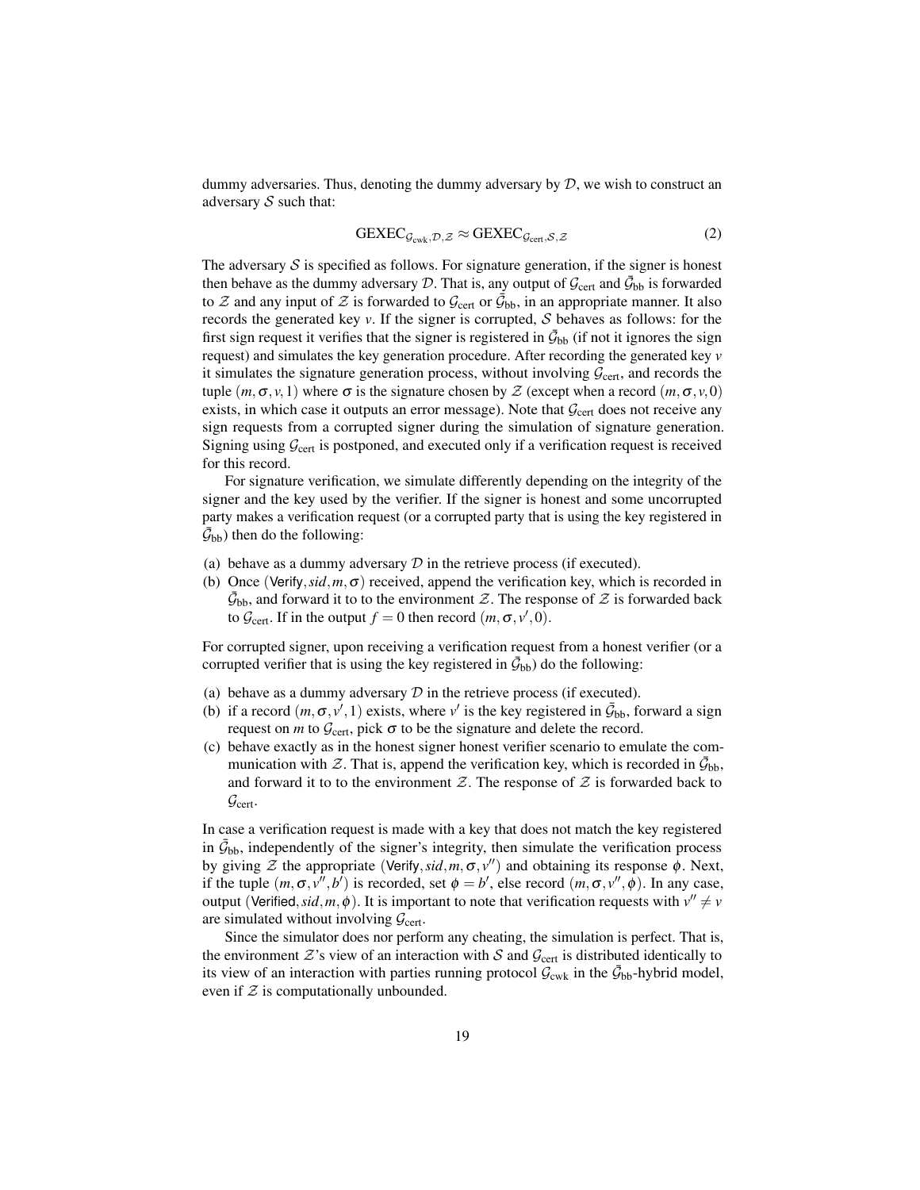dummy adversaries. Thus, denoting the dummy adversary by $\mathcal{D}$, we wish to construct an adversary $\mathcal{S}$ such that:

$$\text{GEXEC}_{\mathcal{G}_{\text{cwk}},\mathcal{D},\mathcal{Z}} \approx \text{GEXEC}_{\mathcal{G}_{\text{cert}},\mathcal{S},\mathcal{Z}} \tag{2}$$

The adversary $\mathcal{S}$ is specified as follows. For signature generation, if the signer is honest then behave as the dummy adversary $\mathcal{D}$. That is, any output of $\mathcal{G}_{\text{cert}}$ and $\bar{\mathcal{G}}_{\text{bb}}$ is forwarded to $\mathcal{Z}$ and any input of $\mathcal{Z}$ is forwarded to $\mathcal{G}_{\text{cert}}$ or $\bar{\mathcal{G}}_{\text{bb}}$, in an appropriate manner. It also records the generated key $v$. If the signer is corrupted, $\mathcal{S}$ behaves as follows: for the first sign request it verifies that the signer is registered in $\bar{\mathcal{G}}_{\text{bb}}$ (if not it ignores the sign request) and simulates the key generation procedure. After recording the generated key $v$ it simulates the signature generation process, without involving $\mathcal{G}_{\text{cert}}$, and records the tuple $(m,\sigma,v,1)$ where $\sigma$ is the signature chosen by $\mathcal{Z}$ (except when a record $(m,\sigma,v,0)$ exists, in which case it outputs an error message). Note that $\mathcal{G}_{\text{cert}}$ does not receive any sign requests from a corrupted signer during the simulation of signature generation. Signing using $\mathcal{G}_{\text{cert}}$ is postponed, and executed only if a verification request is received for this record.

For signature verification, we simulate differently depending on the integrity of the signer and the key used by the verifier. If the signer is honest and some uncorrupted party makes a verification request (or a corrupted party that is using the key registered in $\bar{\mathcal{G}}_{\text{bb}}$) then do the following:

(a) behave as a dummy adversary $\mathcal{D}$ in the retrieve process (if executed).
(b) Once $(\mathsf{Verify}, sid, m, \sigma)$ received, append the verification key, which is recorded in $\bar{\mathcal{G}}_{\text{bb}}$, and forward it to to the environment $\mathcal{Z}$. The response of $\mathcal{Z}$ is forwarded back to $\mathcal{G}_{\text{cert}}$. If in the output $f=0$ then record $(m,\sigma,v',0)$.

For corrupted signer, upon receiving a verification request from a honest verifier (or a corrupted verifier that is using the key registered in $\bar{\mathcal{G}}_{\text{bb}}$) do the following:

(a) behave as a dummy adversary $\mathcal{D}$ in the retrieve process (if executed).
(b) if a record $(m,\sigma,v',1)$ exists, where $v'$ is the key registered in $\bar{\mathcal{G}}_{\text{bb}}$, forward a sign request on $m$ to $\mathcal{G}_{\text{cert}}$, pick $\sigma$ to be the signature and delete the record.
(c) behave exactly as in the honest signer honest verifier scenario to emulate the communication with $\mathcal{Z}$. That is, append the verification key, which is recorded in $\bar{\mathcal{G}}_{\text{bb}}$, and forward it to to the environment $\mathcal{Z}$. The response of $\mathcal{Z}$ is forwarded back to $\mathcal{G}_{\text{cert}}$.

In case a verification request is made with a key that does not match the key registered in $\bar{\mathcal{G}}_{\text{bb}}$, independently of the signer's integrity, then simulate the verification process by giving $\mathcal{Z}$ the appropriate $(\mathsf{Verify}, sid, m, \sigma, v'')$ and obtaining its response $\phi$. Next, if the tuple $(m,\sigma,v'',b')$ is recorded, set $\phi=b'$, else record $(m,\sigma,v'',\phi)$. In any case, output $(\mathsf{Verified}, sid, m, \phi)$. It is important to note that verification requests with $v'' \neq v$ are simulated without involving $\mathcal{G}_{\text{cert}}$.

Since the simulator does nor perform any cheating, the simulation is perfect. That is, the environment $\mathcal{Z}$'s view of an interaction with $\mathcal{S}$ and $\mathcal{G}_{\text{cert}}$ is distributed identically to its view of an interaction with parties running protocol $\mathcal{G}_{\text{cwk}}$ in the $\bar{\mathcal{G}}_{\text{bb}}$-hybrid model, even if $\mathcal{Z}$ is computationally unbounded.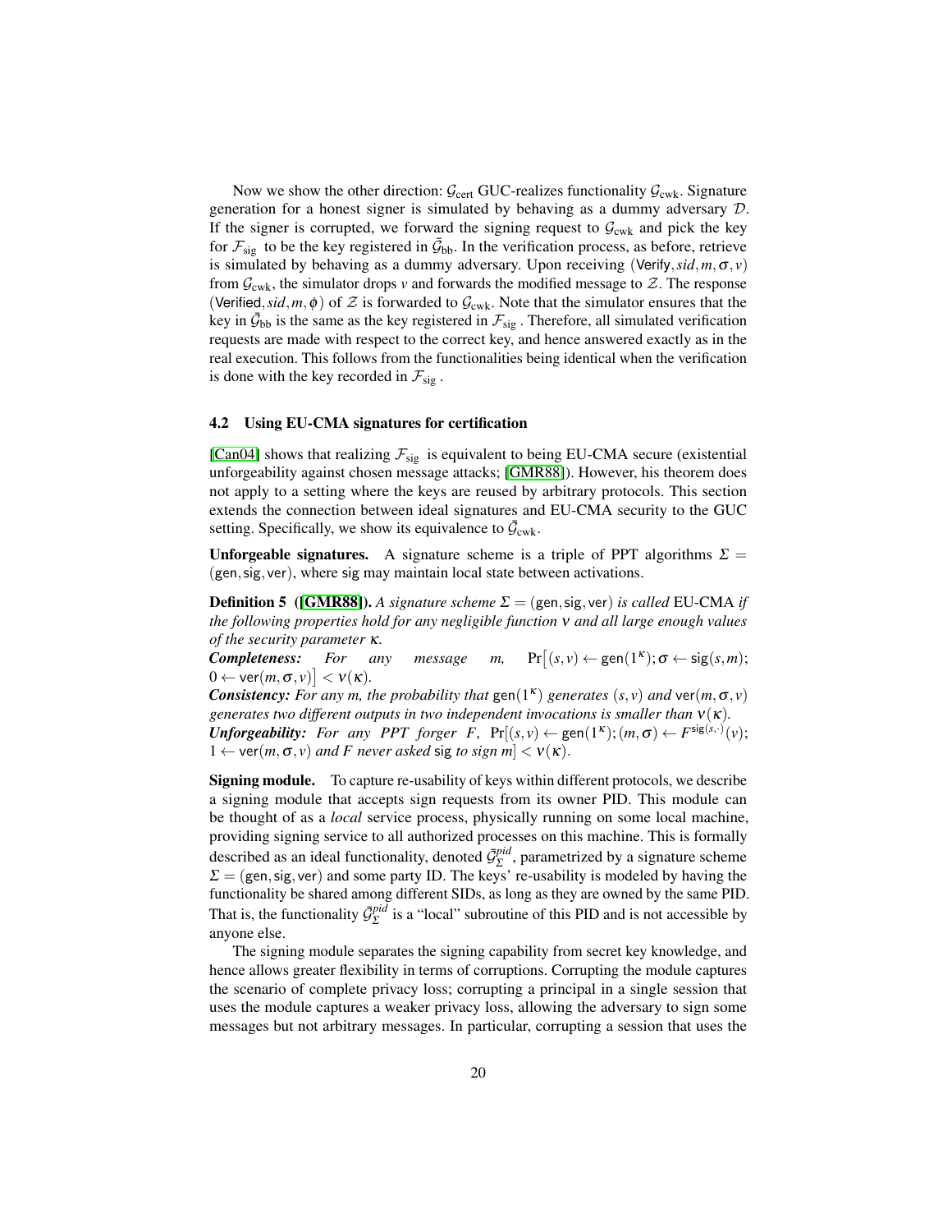Now we show the other direction: $\mathcal{G}_{\text{cert}}$ GUC-realizes functionality $\mathcal{G}_{\text{cwk}}$. Signature generation for a honest signer is simulated by behaving as a dummy adversary $\mathcal{D}$. If the signer is corrupted, we forward the signing request to $\mathcal{G}_{\text{cwk}}$ and pick the key for $\mathcal{F}_{\text{sig}}$ to be the key registered in $\bar{\mathcal{G}}_{\text{bb}}$. In the verification process, as before, retrieve is simulated by behaving as a dummy adversary. Upon receiving $(\mathsf{Verify}, sid, m, \sigma, v)$ from $\mathcal{G}_{\text{cwk}}$, the simulator drops $v$ and forwards the modified message to $\mathcal{Z}$. The response $(\mathsf{Verified}, sid, m, \phi)$ of $\mathcal{Z}$ is forwarded to $\mathcal{G}_{\text{cwk}}$. Note that the simulator ensures that the key in $\bar{\mathcal{G}}_{\text{bb}}$ is the same as the key registered in $\mathcal{F}_{\text{sig}}$. Therefore, all simulated verification requests are made with respect to the correct key, and hence answered exactly as in the real execution. This follows from the functionalities being identical when the verification is done with the key recorded in $\mathcal{F}_{\text{sig}}$.

### 4.2 Using EU-CMA signatures for certification

[Can04] shows that realizing $\mathcal{F}_{\text{sig}}$ is equivalent to being EU-CMA secure (existential unforgeability against chosen message attacks; [GMR88]). However, his theorem does not apply to a setting where the keys are reused by arbitrary protocols. This section extends the connection between ideal signatures and EU-CMA security to the GUC setting. Specifically, we show its equivalence to $\bar{\mathcal{G}}_{\text{cwk}}$.

**Unforgeable signatures.** A signature scheme is a triple of PPT algorithms $\Sigma = (\mathsf{gen}, \mathsf{sig}, \mathsf{ver})$, where $\mathsf{sig}$ may maintain local state between activations.

**Definition 5 ([GMR88]).** *A signature scheme $\Sigma = (\mathsf{gen}, \mathsf{sig}, \mathsf{ver})$ is called* EU-CMA *if the following properties hold for any negligible function $\nu$ and all large enough values of the security parameter $\kappa$.*

***Completeness:*** *For any message $m$, $\Pr\big[(s,v) \leftarrow \mathsf{gen}(1^\kappa); \sigma \leftarrow \mathsf{sig}(s,m); 0 \leftarrow \mathsf{ver}(m,\sigma,v)\big] < \nu(\kappa)$.*

***Consistency:*** *For any $m$, the probability that $\mathsf{gen}(1^\kappa)$ generates $(s,v)$ and $\mathsf{ver}(m,\sigma,v)$ generates two different outputs in two independent invocations is smaller than $\nu(\kappa)$.*

***Unforgeability:*** *For any PPT forger $F$, $\Pr[(s,v) \leftarrow \mathsf{gen}(1^\kappa); (m,\sigma) \leftarrow F^{\mathsf{sig}(s,\cdot)}(v); 1 \leftarrow \mathsf{ver}(m,\sigma,v)$ and $F$ never asked $\mathsf{sig}$ to sign $m] < \nu(\kappa)$.*

**Signing module.** To capture re-usability of keys within different protocols, we describe a signing module that accepts sign requests from its owner PID. This module can be thought of as a *local* service process, physically running on some local machine, providing signing service to all authorized processes on this machine. This is formally described as an ideal functionality, denoted $\bar{\mathcal{G}}_{\Sigma}^{pid}$, parametrized by a signature scheme $\Sigma = (\mathsf{gen}, \mathsf{sig}, \mathsf{ver})$ and some party ID. The keys' re-usability is modeled by having the functionality be shared among different SIDs, as long as they are owned by the same PID. That is, the functionality $\bar{\mathcal{G}}_{\Sigma}^{pid}$ is a "local" subroutine of this PID and is not accessible by anyone else.

The signing module separates the signing capability from secret key knowledge, and hence allows greater flexibility in terms of corruptions. Corrupting the module captures the scenario of complete privacy loss; corrupting a principal in a single session that uses the module captures a weaker privacy loss, allowing the adversary to sign some messages but not arbitrary messages. In particular, corrupting a session that uses the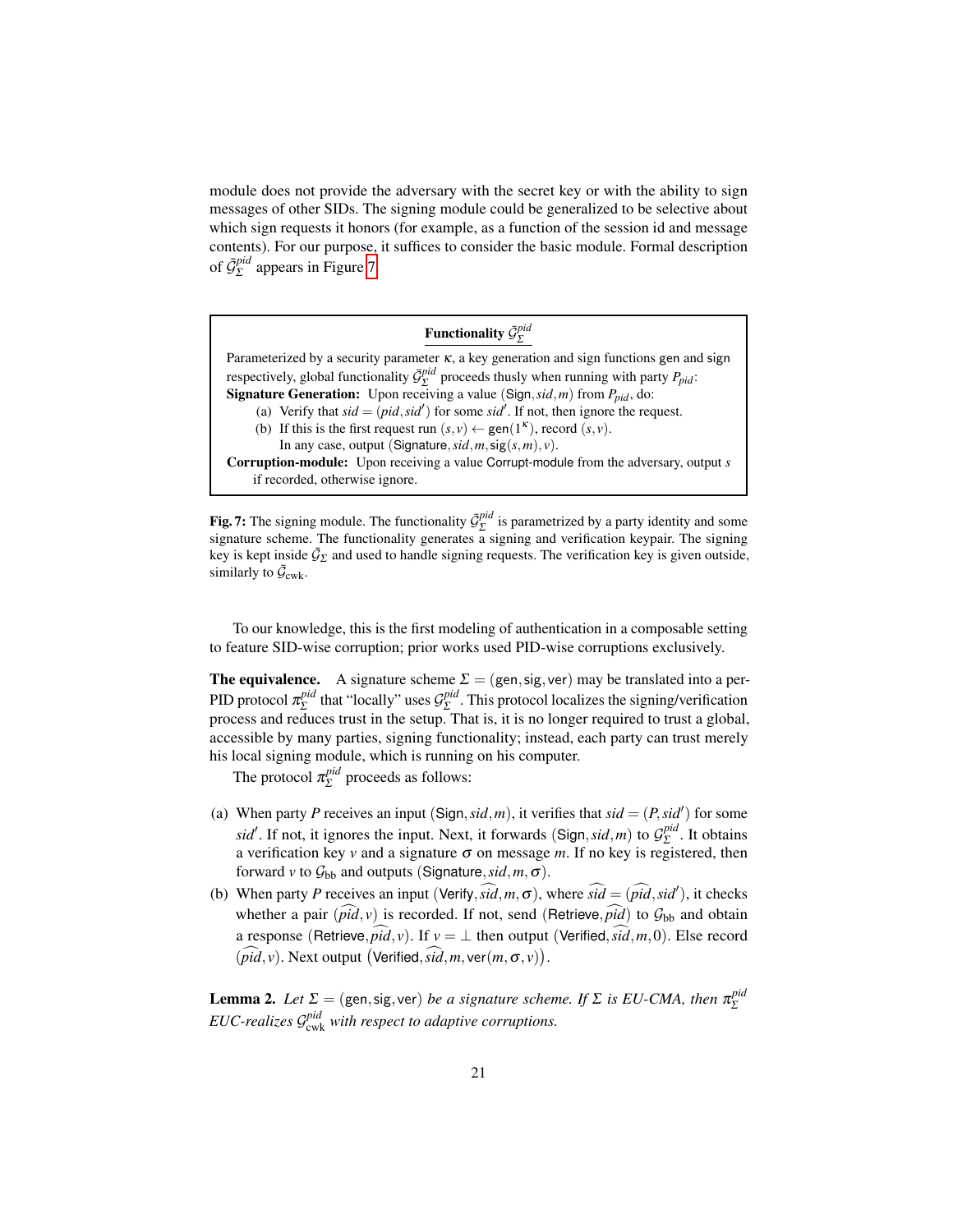module does not provide the adversary with the secret key or with the ability to sign messages of other SIDs. The signing module could be generalized to be selective about which sign requests it honors (for example, as a function of the session id and message contents). For our purpose, it suffices to consider the basic module. Formal description of $\bar{\mathcal{G}}_{\Sigma}^{pid}$ appears in Figure 7.

---

**Functionality $\bar{\mathcal{G}}_{\Sigma}^{pid}$**

Parameterized by a security parameter $\kappa$, a key generation and sign functions gen and sign respectively, global functionality $\bar{\mathcal{G}}_{\Sigma}^{pid}$ proceeds thusly when running with party $P_{pid}$:

**Signature Generation:** Upon receiving a value $(\mathsf{Sign}, sid, m)$ from $P_{pid}$, do:

(a) Verify that $sid = (pid, sid')$ for some $sid'$. If not, then ignore the request.

(b) If this is the first request run $(s, v) \leftarrow \mathsf{gen}(1^\kappa)$, record $(s, v)$.
In any case, output $(\mathsf{Signature}, sid, m, \mathsf{sig}(s, m), v)$.

**Corruption-module:** Upon receiving a value Corrupt-module from the adversary, output $s$ if recorded, otherwise ignore.

---

**Fig. 7:** The signing module. The functionality $\bar{\mathcal{G}}_{\Sigma}^{pid}$ is parametrized by a party identity and some signature scheme. The functionality generates a signing and verification keypair. The signing key is kept inside $\bar{\mathcal{G}}_{\Sigma}$ and used to handle signing requests. The verification key is given outside, similarly to $\bar{\mathcal{G}}_{\text{cwk}}$.

To our knowledge, this is the first modeling of authentication in a composable setting to feature SID-wise corruption; prior works used PID-wise corruptions exclusively.

**The equivalence.** A signature scheme $\Sigma = (\mathsf{gen}, \mathsf{sig}, \mathsf{ver})$ may be translated into a per-PID protocol $\pi_{\Sigma}^{pid}$ that "locally" uses $\mathcal{G}_{\Sigma}^{pid}$. This protocol localizes the signing/verification process and reduces trust in the setup. That is, it is no longer required to trust a global, accessible by many parties, signing functionality; instead, each party can trust merely his local signing module, which is running on his computer.

The protocol $\pi_{\Sigma}^{pid}$ proceeds as follows:

(a) When party $P$ receives an input $(\mathsf{Sign}, sid, m)$, it verifies that $sid = (P, sid')$ for some $sid'$. If not, it ignores the input. Next, it forwards $(\mathsf{Sign}, sid, m)$ to $\mathcal{G}_{\Sigma}^{pid}$. It obtains a verification key $v$ and a signature $\sigma$ on message $m$. If no key is registered, then forward $v$ to $\mathcal{G}_{\text{bb}}$ and outputs $(\mathsf{Signature}, sid, m, \sigma)$.

(b) When party $P$ receives an input $(\mathsf{Verify}, \widehat{sid}, m, \sigma)$, where $\widehat{sid} = (\widehat{pid}, sid')$, it checks whether a pair $(\widehat{pid}, v)$ is recorded. If not, send $(\mathsf{Retrieve}, \widehat{pid})$ to $\mathcal{G}_{\text{bb}}$ and obtain a response $(\mathsf{Retrieve}, \widehat{pid}, v)$. If $v = \perp$ then output $(\mathsf{Verified}, \widehat{sid}, m, 0)$. Else record $(\widehat{pid}, v)$. Next output $\left(\mathsf{Verified}, \widehat{sid}, m, \mathsf{ver}(m, \sigma, v)\right)$.

**Lemma 2.** *Let $\Sigma = (\mathsf{gen}, \mathsf{sig}, \mathsf{ver})$ be a signature scheme. If $\Sigma$ is EU-CMA, then $\pi_{\Sigma}^{pid}$ EUC-realizes $\mathcal{G}_{\text{cwk}}^{pid}$ with respect to adaptive corruptions.*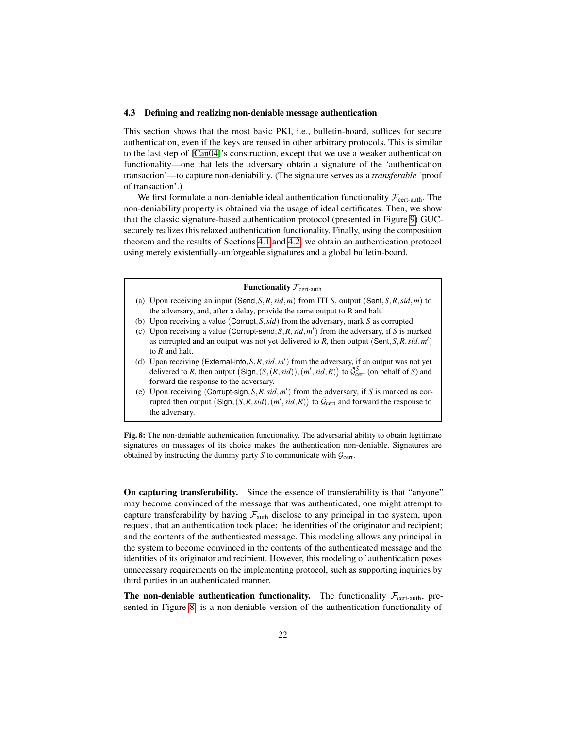### 4.3 Defining and realizing non-deniable message authentication

This section shows that the most basic PKI, i.e., bulletin-board, suffices for secure authentication, even if the keys are reused in other arbitrary protocols. This is similar to the last step of [Can04]'s construction, except that we use a weaker authentication functionality—one that lets the adversary obtain a signature of the 'authentication transaction'—to capture non-deniability. (The signature serves as a *transferable* 'proof of transaction'.)

We first formulate a non-deniable ideal authentication functionality $\mathcal{F}_{\text{cert-auth}}$. The non-deniability property is obtained via the usage of ideal certificates. Then, we show that the classic signature-based authentication protocol (presented in Figure 9) GUC-securely realizes this relaxed authentication functionality. Finally, using the composition theorem and the results of Sections 4.1 and 4.2, we obtain an authentication protocol using merely existentially-unforgeable signatures and a global bulletin-board.

---

**Functionality $\mathcal{F}_{\text{cert-auth}}$**

(a) Upon receiving an input $(\mathsf{Send}, S, R, sid, m)$ from ITI $S$, output $(\mathsf{Sent}, S, R, sid, m)$ to the adversary, and, after a delay, provide the same output to R and halt.

(b) Upon receiving a value $(\mathsf{Corrupt}, S, sid)$ from the adversary, mark $S$ as corrupted.

(c) Upon receiving a value $(\mathsf{Corrupt\text{-}send}, S, R, sid, m')$ from the adversary, if $S$ is marked as corrupted and an output was not yet delivered to $R$, then output $(\mathsf{Sent}, S, R, sid, m')$ to $R$ and halt.

(d) Upon receiving $(\mathsf{External\text{-}info}, S, R, sid, m')$ from the adversary, if an output was not yet delivered to $R$, then output $\big(\mathsf{Sign}, (S, (R, sid)), (m', sid, R)\big)$ to $\bar{\mathcal{G}}^{S}_{\text{cert}}$ (on behalf of $S$) and forward the response to the adversary.

(e) Upon receiving $(\mathsf{Corrupt\text{-}sign}, S, R, sid, m')$ from the adversary, if $S$ is marked as corrupted then output $\big(\mathsf{Sign}, (S, R, sid), (m', sid, R)\big)$ to $\bar{\mathcal{G}}_{\text{cert}}$ and forward the response to the adversary.

---

**Fig. 8:** The non-deniable authentication functionality. The adversarial ability to obtain legitimate signatures on messages of its choice makes the authentication non-deniable. Signatures are obtained by instructing the dummy party $S$ to communicate with $\bar{\mathcal{G}}_{\text{cert}}$.

**On capturing transferability.** Since the essence of transferability is that "anyone" may become convinced of the message that was authenticated, one might attempt to capture transferability by having $\mathcal{F}_{\text{auth}}$ disclose to any principal in the system, upon request, that an authentication took place; the identities of the originator and recipient; and the contents of the authenticated message. This modeling allows any principal in the system to become convinced in the contents of the authenticated message and the identities of its originator and recipient. However, this modeling of authentication poses unnecessary requirements on the implementing protocol, such as supporting inquiries by third parties in an authenticated manner.

**The non-deniable authentication functionality.** The functionality $\mathcal{F}_{\text{cert-auth}}$, presented in Figure 8, is a non-deniable version of the authentication functionality of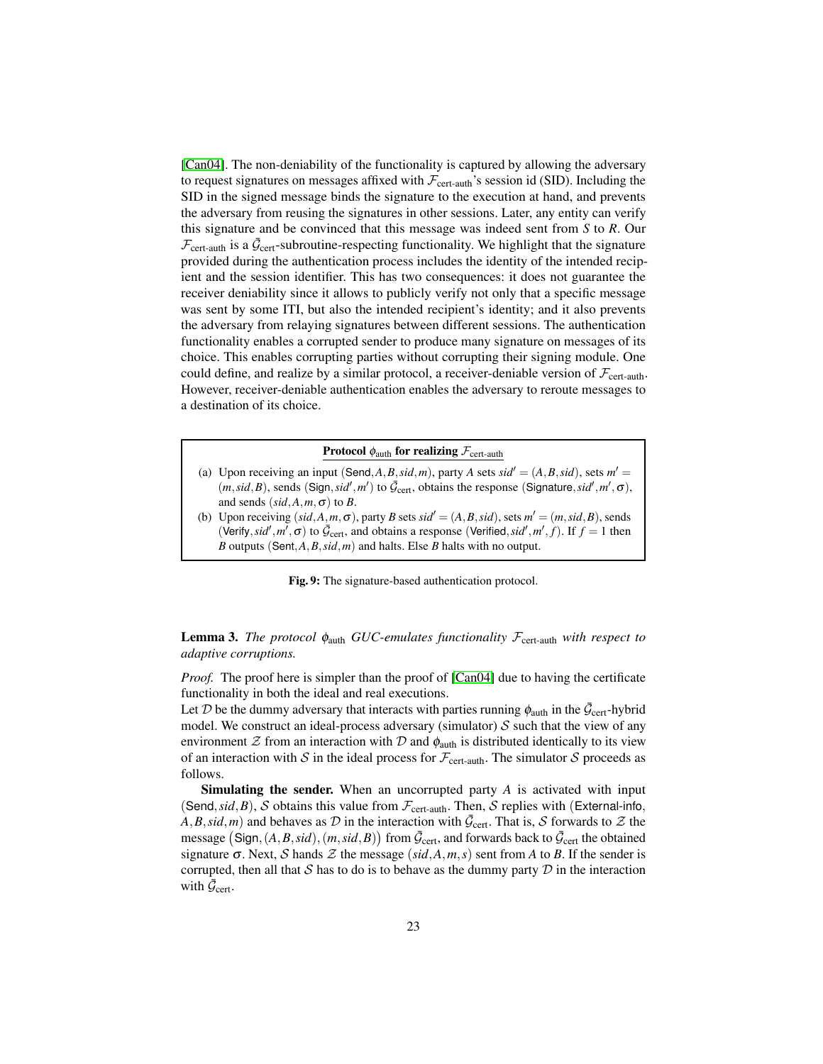[Can04]. The non-deniability of the functionality is captured by allowing the adversary to request signatures on messages affixed with $\mathcal{F}_{\text{cert-auth}}$'s session id (SID). Including the SID in the signed message binds the signature to the execution at hand, and prevents the adversary from reusing the signatures in other sessions. Later, any entity can verify this signature and be convinced that this message was indeed sent from $S$ to $R$. Our $\mathcal{F}_{\text{cert-auth}}$ is a $\bar{\mathcal{G}}_{\text{cert}}$-subroutine-respecting functionality. We highlight that the signature provided during the authentication process includes the identity of the intended recipient and the session identifier. This has two consequences: it does not guarantee the receiver deniability since it allows to publicly verify not only that a specific message was sent by some ITI, but also the intended recipient's identity; and it also prevents the adversary from relaying signatures between different sessions. The authentication functionality enables a corrupted sender to produce many signature on messages of its choice. This enables corrupting parties without corrupting their signing module. One could define, and realize by a similar protocol, a receiver-deniable version of $\mathcal{F}_{\text{cert-auth}}$. However, receiver-deniable authentication enables the adversary to reroute messages to a destination of its choice.

**Protocol $\phi_{\text{auth}}$ for realizing $\mathcal{F}_{\text{cert-auth}}$**

(a) Upon receiving an input $(\mathsf{Send}, A, B, sid, m)$, party $A$ sets $sid' = (A, B, sid)$, sets $m' = (m, sid, B)$, sends $(\mathsf{Sign}, sid', m')$ to $\bar{\mathcal{G}}_{\text{cert}}$, obtains the response $(\mathsf{Signature}, sid', m', \sigma)$, and sends $(sid, A, m, \sigma)$ to $B$.

(b) Upon receiving $(sid, A, m, \sigma)$, party $B$ sets $sid' = (A, B, sid)$, sets $m' = (m, sid, B)$, sends $(\mathsf{Verify}, sid', m', \sigma)$ to $\bar{\mathcal{G}}_{\text{cert}}$, and obtains a response $(\mathsf{Verified}, sid', m', f)$. If $f = 1$ then $B$ outputs $(\mathsf{Sent}, A, B, sid, m)$ and halts. Else $B$ halts with no output.

**Fig. 9:** The signature-based authentication protocol.

**Lemma 3.** *The protocol $\phi_{\text{auth}}$ GUC-emulates functionality $\mathcal{F}_{\text{cert-auth}}$ with respect to adaptive corruptions.*

*Proof.* The proof here is simpler than the proof of [Can04] due to having the certificate functionality in both the ideal and real executions.

Let $\mathcal{D}$ be the dummy adversary that interacts with parties running $\phi_{\text{auth}}$ in the $\bar{\mathcal{G}}_{\text{cert}}$-hybrid model. We construct an ideal-process adversary (simulator) $\mathcal{S}$ such that the view of any environment $\mathcal{Z}$ from an interaction with $\mathcal{D}$ and $\phi_{\text{auth}}$ is distributed identically to its view of an interaction with $\mathcal{S}$ in the ideal process for $\mathcal{F}_{\text{cert-auth}}$. The simulator $\mathcal{S}$ proceeds as follows.

**Simulating the sender.** When an uncorrupted party $A$ is activated with input $(\mathsf{Send}, sid, B)$, $\mathcal{S}$ obtains this value from $\mathcal{F}_{\text{cert-auth}}$. Then, $\mathcal{S}$ replies with $(\mathsf{External\text{-}info}, A, B, sid, m)$ and behaves as $\mathcal{D}$ in the interaction with $\bar{\mathcal{G}}_{\text{cert}}$. That is, $\mathcal{S}$ forwards to $\mathcal{Z}$ the message $\big(\mathsf{Sign}, (A, B, sid), (m, sid, B)\big)$ from $\bar{\mathcal{G}}_{\text{cert}}$, and forwards back to $\bar{\mathcal{G}}_{\text{cert}}$ the obtained signature $\sigma$. Next, $\mathcal{S}$ hands $\mathcal{Z}$ the message $(sid, A, m, s)$ sent from $A$ to $B$. If the sender is corrupted, then all that $\mathcal{S}$ has to do is to behave as the dummy party $\mathcal{D}$ in the interaction with $\bar{\mathcal{G}}_{\text{cert}}$.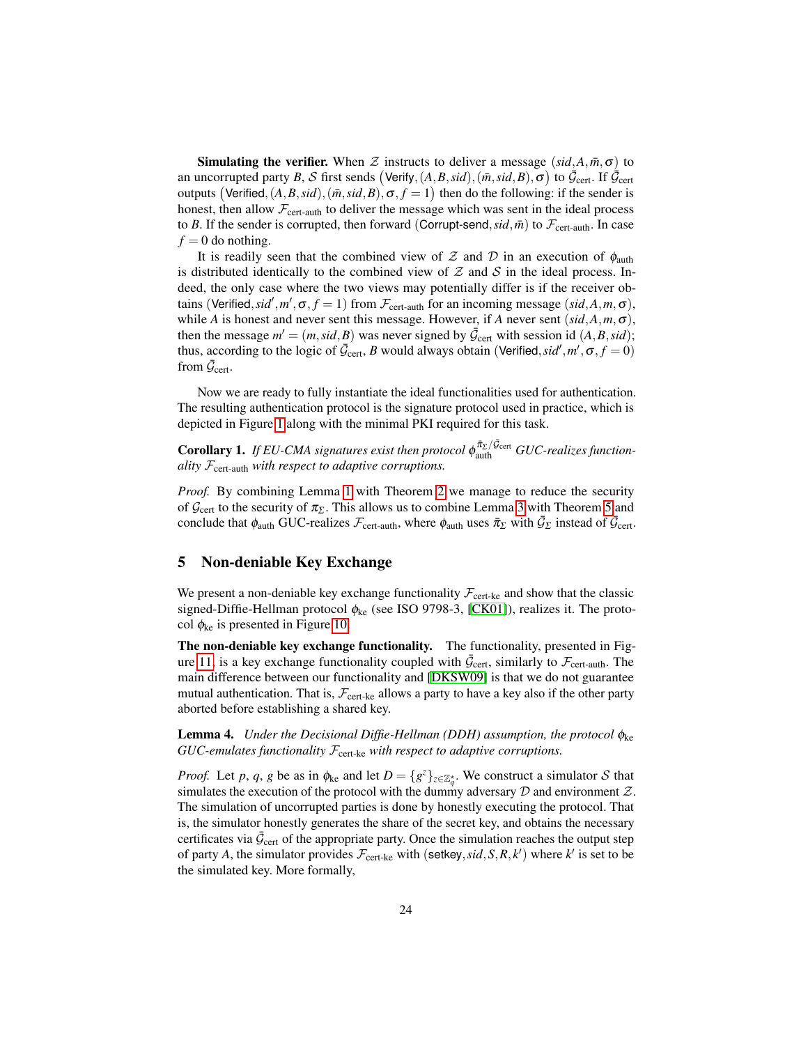**Simulating the verifier.** When $\mathcal{Z}$ instructs to deliver a message $(sid, A, \bar{m}, \sigma)$ to an uncorrupted party $B$, $\mathcal{S}$ first sends $\big(\mathsf{Verify}, (A, B, sid), (\bar{m}, sid, B), \sigma\big)$ to $\bar{\mathcal{G}}_{\text{cert}}$. If $\bar{\mathcal{G}}_{\text{cert}}$ outputs $\big(\mathsf{Verified}, (A, B, sid), (\bar{m}, sid, B), \sigma, f = 1\big)$ then do the following: if the sender is honest, then allow $\mathcal{F}_{\text{cert-auth}}$ to deliver the message which was sent in the ideal process to $B$. If the sender is corrupted, then forward $(\mathsf{Corrupt\text{-}send}, sid, \bar{m})$ to $\mathcal{F}_{\text{cert-auth}}$. In case $f = 0$ do nothing.

It is readily seen that the combined view of $\mathcal{Z}$ and $\mathcal{D}$ in an execution of $\phi_{\text{auth}}$ is distributed identically to the combined view of $\mathcal{Z}$ and $\mathcal{S}$ in the ideal process. Indeed, the only case where the two views may potentially differ is if the receiver obtains $(\mathsf{Verified}, sid', m', \sigma, f = 1)$ from $\mathcal{F}_{\text{cert-auth}}$ for an incoming message $(sid, A, m, \sigma)$, while $A$ is honest and never sent this message. However, if $A$ never sent $(sid, A, m, \sigma)$, then the message $m' = (m, sid, B)$ was never signed by $\bar{\mathcal{G}}_{\text{cert}}$ with session id $(A, B, sid)$; thus, according to the logic of $\bar{\mathcal{G}}_{\text{cert}}$, $B$ would always obtain $(\mathsf{Verified}, sid', m', \sigma, f = 0)$ from $\bar{\mathcal{G}}_{\text{cert}}$.

Now we are ready to fully instantiate the ideal functionalities used for authentication. The resulting authentication protocol is the signature protocol used in practice, which is depicted in Figure 1 along with the minimal PKI required for this task.

**Corollary 1.** *If EU-CMA signatures exist then protocol $\phi_{\text{auth}}^{\bar{\pi}_\Sigma/\bar{\mathcal{G}}_{\text{cert}}}$ GUC-realizes functionality $\mathcal{F}_{\text{cert-auth}}$ with respect to adaptive corruptions.*

*Proof.* By combining Lemma 1 with Theorem 2 we manage to reduce the security of $\mathcal{G}_{\text{cert}}$ to the security of $\pi_\Sigma$. This allows us to combine Lemma 3 with Theorem 5 and conclude that $\phi_{\text{auth}}$ GUC-realizes $\mathcal{F}_{\text{cert-auth}}$, where $\phi_{\text{auth}}$ uses $\bar{\pi}_\Sigma$ with $\bar{\mathcal{G}}_\Sigma$ instead of $\bar{\mathcal{G}}_{\text{cert}}$.

## 5 Non-deniable Key Exchange

We present a non-deniable key exchange functionality $\mathcal{F}_{\text{cert-ke}}$ and show that the classic signed-Diffie-Hellman protocol $\phi_{\text{ke}}$ (see ISO 9798-3, [CK01]), realizes it. The protocol $\phi_{\text{ke}}$ is presented in Figure 10.

**The non-deniable key exchange functionality.** The functionality, presented in Figure 11, is a key exchange functionality coupled with $\bar{\mathcal{G}}_{\text{cert}}$, similarly to $\mathcal{F}_{\text{cert-auth}}$. The main difference between our functionality and [DKSW09] is that we do not guarantee mutual authentication. That is, $\mathcal{F}_{\text{cert-ke}}$ allows a party to have a key also if the other party aborted before establishing a shared key.

**Lemma 4.** *Under the Decisional Diffie-Hellman (DDH) assumption, the protocol $\phi_{\text{ke}}$ GUC-emulates functionality $\mathcal{F}_{\text{cert-ke}}$ with respect to adaptive corruptions.*

*Proof.* Let $p$, $q$, $g$ be as in $\phi_{\text{ke}}$ and let $D = \{g^z\}_{z \in \mathbb{Z}_q^\star}$. We construct a simulator $\mathcal{S}$ that simulates the execution of the protocol with the dummy adversary $\mathcal{D}$ and environment $\mathcal{Z}$. The simulation of uncorrupted parties is done by honestly executing the protocol. That is, the simulator honestly generates the share of the secret key, and obtains the necessary certificates via $\bar{\mathcal{G}}_{\text{cert}}$ of the appropriate party. Once the simulation reaches the output step of party $A$, the simulator provides $\mathcal{F}_{\text{cert-ke}}$ with $(\mathsf{setkey}, sid, S, R, k')$ where $k'$ is set to be the simulated key. More formally,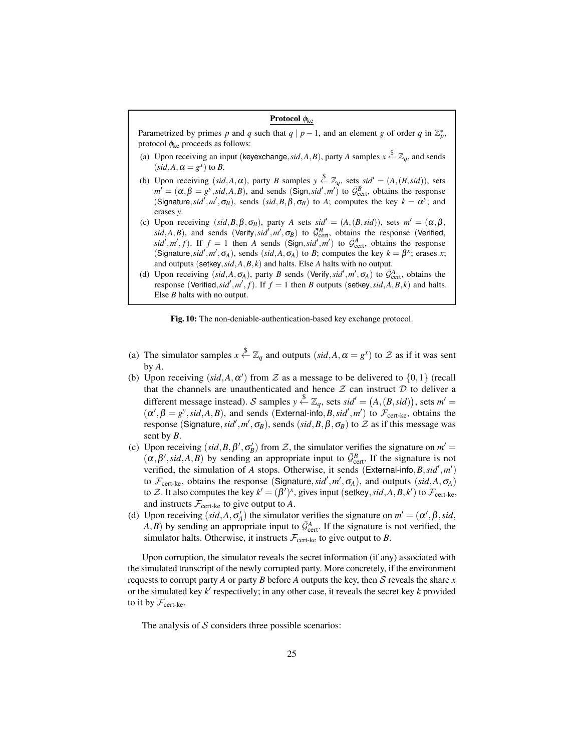**Protocol $\phi_{\text{ke}}$**

Parametrized by primes $p$ and $q$ such that $q \mid p-1$, and an element $g$ of order $q$ in $\mathbb{Z}_p^*$, protocol $\phi_{\text{ke}}$ proceeds as follows:

(a) Upon receiving an input $(\mathsf{keyexchange}, sid, A, B)$, party $A$ samples $x \xleftarrow{\$} \mathbb{Z}_q$, and sends $(sid, A, \alpha = g^x)$ to $B$.

(b) Upon receiving $(sid, A, \alpha)$, party $B$ samples $y \xleftarrow{\$} \mathbb{Z}_q$, sets $sid' = (A, (B, sid))$, sets $m' = (\alpha, \beta = g^y, sid, A, B)$, and sends $(\mathsf{Sign}, sid', m')$ to $\bar{\mathcal{G}}^B_{\text{cert}}$, obtains the response $(\mathsf{Signature}, sid', m', \sigma_B)$, sends $(sid, B, \beta, \sigma_B)$ to $A$; computes the key $k = \alpha^y$; and erases $y$.

(c) Upon receiving $(sid, B, \beta, \sigma_B)$, party $A$ sets $sid' = (A, (B, sid))$, sets $m' = (\alpha, \beta, sid, A, B)$, and sends $(\mathsf{Verify}, sid', m', \sigma_B)$ to $\bar{\mathcal{G}}^B_{\text{cert}}$, obtains the response $(\mathsf{Verified}, sid', m', f)$. If $f = 1$ then $A$ sends $(\mathsf{Sign}, sid', m')$ to $\bar{\mathcal{G}}^A_{\text{cert}}$, obtains the response $(\mathsf{Signature}, sid', m', \sigma_A)$, sends $(sid, A, \sigma_A)$ to $B$; computes the key $k = \beta^x$; erases $x$; and outputs $(\mathsf{setkey}, sid, A, B, k)$ and halts. Else $A$ halts with no output.

(d) Upon receiving $(sid, A, \sigma_A)$, party $B$ sends $(\mathsf{Verify}, sid', m', \sigma_A)$ to $\bar{\mathcal{G}}^A_{\text{cert}}$, obtains the response $(\mathsf{Verified}, sid', m', f)$. If $f = 1$ then $B$ outputs $(\mathsf{setkey}, sid, A, B, k)$ and halts. Else $B$ halts with no output.

**Fig. 10:** The non-deniable-authentication-based key exchange protocol.

(a) The simulator samples $x \xleftarrow{\$} \mathbb{Z}_q$ and outputs $(sid, A, \alpha = g^x)$ to $\mathcal{Z}$ as if it was sent by $A$.

(b) Upon receiving $(sid, A, \alpha')$ from $\mathcal{Z}$ as a message to be delivered to $\{0,1\}$ (recall that the channels are unauthenticated and hence $\mathcal{Z}$ can instruct $\mathcal{D}$ to deliver a different message instead). $\mathcal{S}$ samples $y \xleftarrow{\$} \mathbb{Z}_q$, sets $sid' = \big(A, (B, sid)\big)$, sets $m' = (\alpha', \beta = g^y, sid, A, B)$, and sends $\big(\mathsf{External\text{-}info}, B, sid', m'\big)$ to $\mathcal{F}_{\text{cert-ke}}$, obtains the response $\big(\mathsf{Signature}, sid', m', \sigma_B\big)$, sends $(sid, B, \beta, \sigma_B)$ to $\mathcal{Z}$ as if this message was sent by $B$.

(c) Upon receiving $(sid, B, \beta', \sigma'_B)$ from $\mathcal{Z}$, the simulator verifies the signature on $m' = (\alpha, \beta', sid, A, B)$ by sending an appropriate input to $\bar{\mathcal{G}}^B_{\text{cert}}$, If the signature is not verified, the simulation of $A$ stops. Otherwise, it sends $(\mathsf{External\text{-}info}, B, sid', m')$ to $\mathcal{F}_{\text{cert-ke}}$, obtains the response $(\mathsf{Signature}, sid', m', \sigma_A)$, and outputs $(sid, A, \sigma_A)$ to $\mathcal{Z}$. It also computes the key $k' = (\beta')^x$, gives input $(\mathsf{setkey}, sid, A, B, k')$ to $\mathcal{F}_{\text{cert-ke}}$, and instructs $\mathcal{F}_{\text{cert-ke}}$ to give output to $A$.

(d) Upon receiving $(sid, A, \sigma'_A)$ the simulator verifies the signature on $m' = (\alpha', \beta, sid, A, B)$ by sending an appropriate input to $\bar{\mathcal{G}}^A_{\text{cert}}$. If the signature is not verified, the simulator halts. Otherwise, it instructs $\mathcal{F}_{\text{cert-ke}}$ to give output to $B$.

Upon corruption, the simulator reveals the secret information (if any) associated with the simulated transcript of the newly corrupted party. More concretely, if the environment requests to corrupt party $A$ or party $B$ before $A$ outputs the key, then $\mathcal{S}$ reveals the share $x$ or the simulated key $k'$ respectively; in any other case, it reveals the secret key $k$ provided to it by $\mathcal{F}_{\text{cert-ke}}$.

The analysis of $\mathcal{S}$ considers three possible scenarios: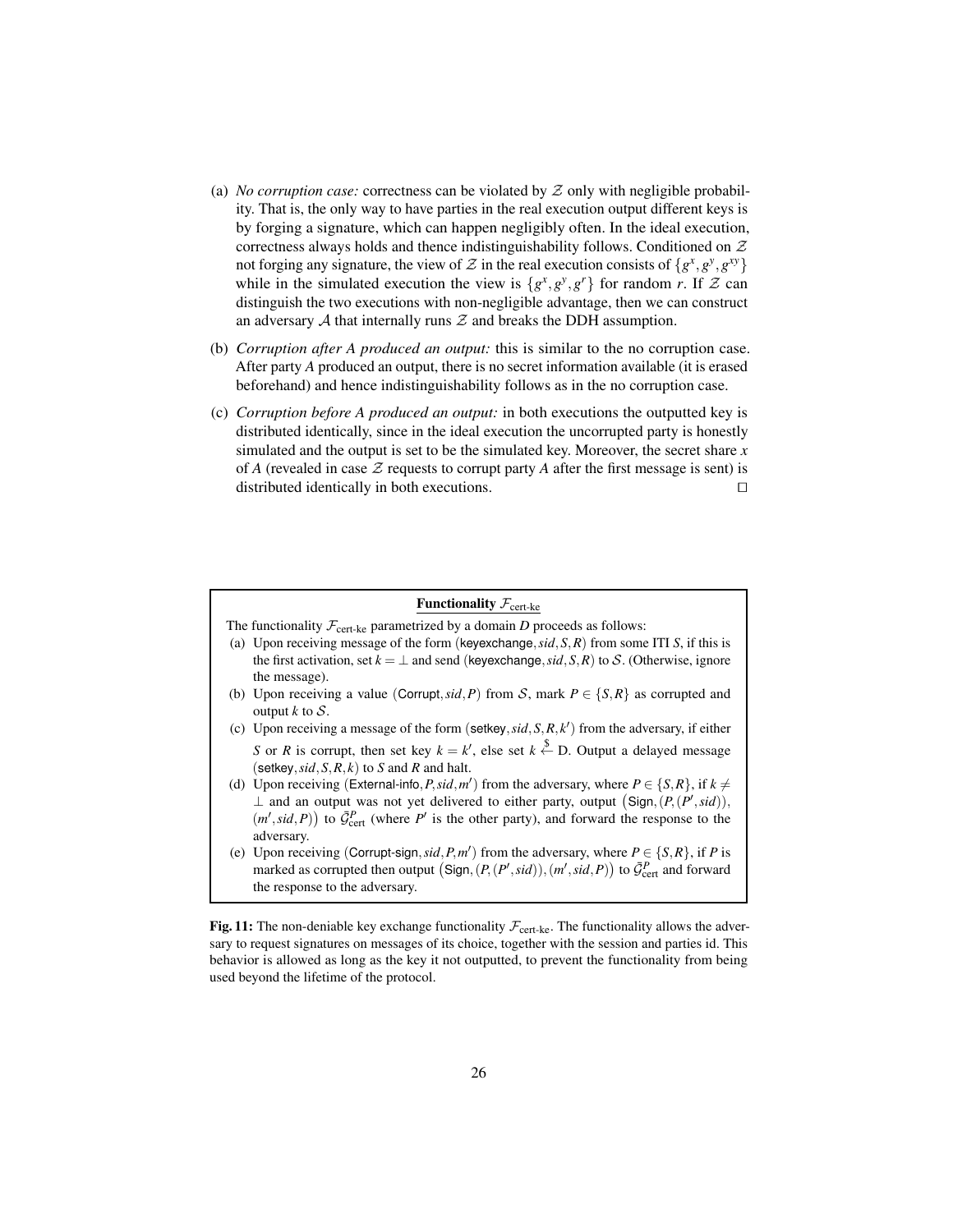(a) *No corruption case:* correctness can be violated by $\mathcal{Z}$ only with negligible probability. That is, the only way to have parties in the real execution output different keys is by forging a signature, which can happen negligibly often. In the ideal execution, correctness always holds and thence indistinguishability follows. Conditioned on $\mathcal{Z}$ not forging any signature, the view of $\mathcal{Z}$ in the real execution consists of $\{g^x, g^y, g^{xy}\}$ while in the simulated execution the view is $\{g^x, g^y, g^r\}$ for random $r$. If $\mathcal{Z}$ can distinguish the two executions with non-negligible advantage, then we can construct an adversary $\mathcal{A}$ that internally runs $\mathcal{Z}$ and breaks the DDH assumption.

(b) *Corruption after A produced an output:* this is similar to the no corruption case. After party $A$ produced an output, there is no secret information available (it is erased beforehand) and hence indistinguishability follows as in the no corruption case.

(c) *Corruption before A produced an output:* in both executions the outputted key is distributed identically, since in the ideal execution the uncorrupted party is honestly simulated and the output is set to be the simulated key. Moreover, the secret share $x$ of $A$ (revealed in case $\mathcal{Z}$ requests to corrupt party $A$ after the first message is sent) is distributed identically in both executions. □

**Functionality $\mathcal{F}_{\text{cert-ke}}$**

The functionality $\mathcal{F}_{\text{cert-ke}}$ parametrized by a domain $D$ proceeds as follows:

(a) Upon receiving message of the form $(\mathsf{keyexchange}, sid, S, R)$ from some ITI $S$, if this is the first activation, set $k = \perp$ and send $(\mathsf{keyexchange}, sid, S, R)$ to $\mathcal{S}$. (Otherwise, ignore the message).

(b) Upon receiving a value $(\mathsf{Corrupt}, sid, P)$ from $\mathcal{S}$, mark $P \in \{S, R\}$ as corrupted and output $k$ to $\mathcal{S}$.

(c) Upon receiving a message of the form $(\mathsf{setkey}, sid, S, R, k')$ from the adversary, if either $S$ or $R$ is corrupt, then set key $k = k'$, else set $k \xleftarrow{\$} \mathrm{D}$. Output a delayed message $(\mathsf{setkey}, sid, S, R, k)$ to $S$ and $R$ and halt.

(d) Upon receiving $(\mathsf{External\text{-}info}, P, sid, m')$ from the adversary, where $P \in \{S, R\}$, if $k \neq \perp$ and an output was not yet delivered to either party, output $\big(\mathsf{Sign}, (P, (P', sid)), (m', sid, P)\big)$ to $\bar{\mathcal{G}}^P_{\text{cert}}$ (where $P'$ is the other party), and forward the response to the adversary.

(e) Upon receiving $(\mathsf{Corrupt\text{-}sign}, sid, P, m')$ from the adversary, where $P \in \{S, R\}$, if $P$ is marked as corrupted then output $\big(\mathsf{Sign}, (P, (P', sid)), (m', sid, P)\big)$ to $\bar{\mathcal{G}}^P_{\text{cert}}$ and forward the response to the adversary.

**Fig. 11:** The non-deniable key exchange functionality $\mathcal{F}_{\text{cert-ke}}$. The functionality allows the adversary to request signatures on messages of its choice, together with the session and parties id. This behavior is allowed as long as the key it not outputted, to prevent the functionality from being used beyond the lifetime of the protocol.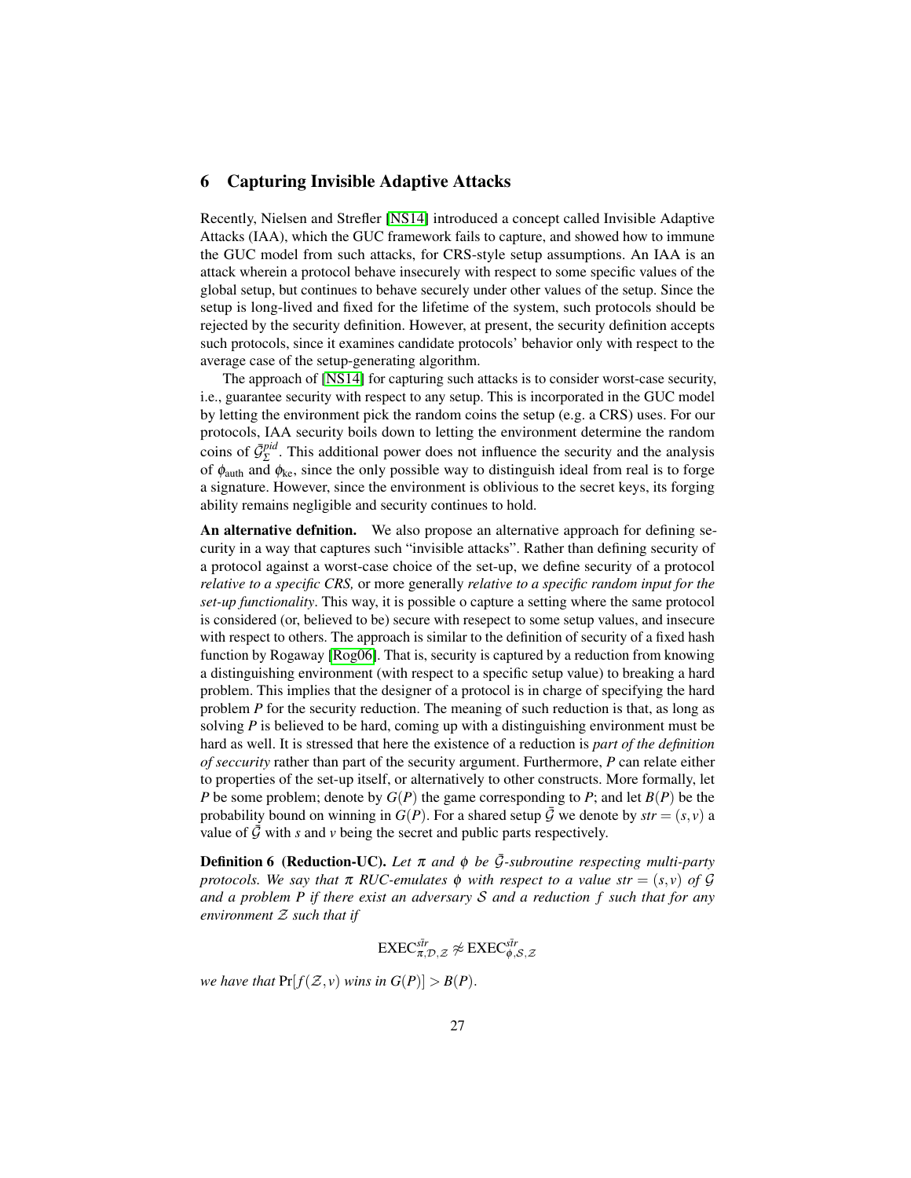## 6 Capturing Invisible Adaptive Attacks

Recently, Nielsen and Strefler [NS14] introduced a concept called Invisible Adaptive Attacks (IAA), which the GUC framework fails to capture, and showed how to immune the GUC model from such attacks, for CRS-style setup assumptions. An IAA is an attack wherein a protocol behave insecurely with respect to some specific values of the global setup, but continues to behave securely under other values of the setup. Since the setup is long-lived and fixed for the lifetime of the system, such protocols should be rejected by the security definition. However, at present, the security definition accepts such protocols, since it examines candidate protocols' behavior only with respect to the average case of the setup-generating algorithm.

The approach of [NS14] for capturing such attacks is to consider worst-case security, i.e., guarantee security with respect to any setup. This is incorporated in the GUC model by letting the environment pick the random coins the setup (e.g. a CRS) uses. For our protocols, IAA security boils down to letting the environment determine the random coins of $\bar{\mathcal{G}}^{pid}_{\Sigma}$. This additional power does not influence the security and the analysis of $\phi_{\text{auth}}$ and $\phi_{\text{ke}}$, since the only possible way to distinguish ideal from real is to forge a signature. However, since the environment is oblivious to the secret keys, its forging ability remains negligible and security continues to hold.

**An alternative defnition.** We also propose an alternative approach for defining security in a way that captures such "invisible attacks". Rather than defining security of a protocol against a worst-case choice of the set-up, we define security of a protocol *relative to a specific CRS,* or more generally *relative to a specific random input for the set-up functionality*. This way, it is possible o capture a setting where the same protocol is considered (or, believed to be) secure with resepect to some setup values, and insecure with respect to others. The approach is similar to the definition of security of a fixed hash function by Rogaway [Rog06]. That is, security is captured by a reduction from knowing a distinguishing environment (with respect to a specific setup value) to breaking a hard problem. This implies that the designer of a protocol is in charge of specifying the hard problem $P$ for the security reduction. The meaning of such reduction is that, as long as solving $P$ is believed to be hard, coming up with a distinguishing environment must be hard as well. It is stressed that here the existence of a reduction is *part of the definition of seccurity* rather than part of the security argument. Furthermore, $P$ can relate either to properties of the set-up itself, or alternatively to other constructs. More formally, let $P$ be some problem; denote by $G(P)$ the game corresponding to $P$; and let $B(P)$ be the probability bound on winning in $G(P)$. For a shared setup $\bar{\mathcal{G}}$ we denote by $str = (s,v)$ a value of $\bar{\mathcal{G}}$ with $s$ and $v$ being the secret and public parts respectively.

**Definition 6 (Reduction-UC).** *Let $\pi$ and $\phi$ be $\bar{\mathcal{G}}$-subroutine respecting multi-party protocols. We say that $\pi$ RUC-emulates $\phi$ with respect to a value $str = (s,v)$ of $\mathcal{G}$ and a problem $P$ if there exist an adversary $\mathcal{S}$ and a reduction $f$ such that for any environment $\mathcal{Z}$ such that if*

$$\text{EXEC}^{\tilde{str}}_{\pi,\mathcal{D},\mathcal{Z}} \not\approx \text{EXEC}^{\tilde{str}}_{\phi,\mathcal{S},\mathcal{Z}}$$

*we have that* $\Pr[f(\mathcal{Z},v) \text{ wins in } G(P)] > B(P)$.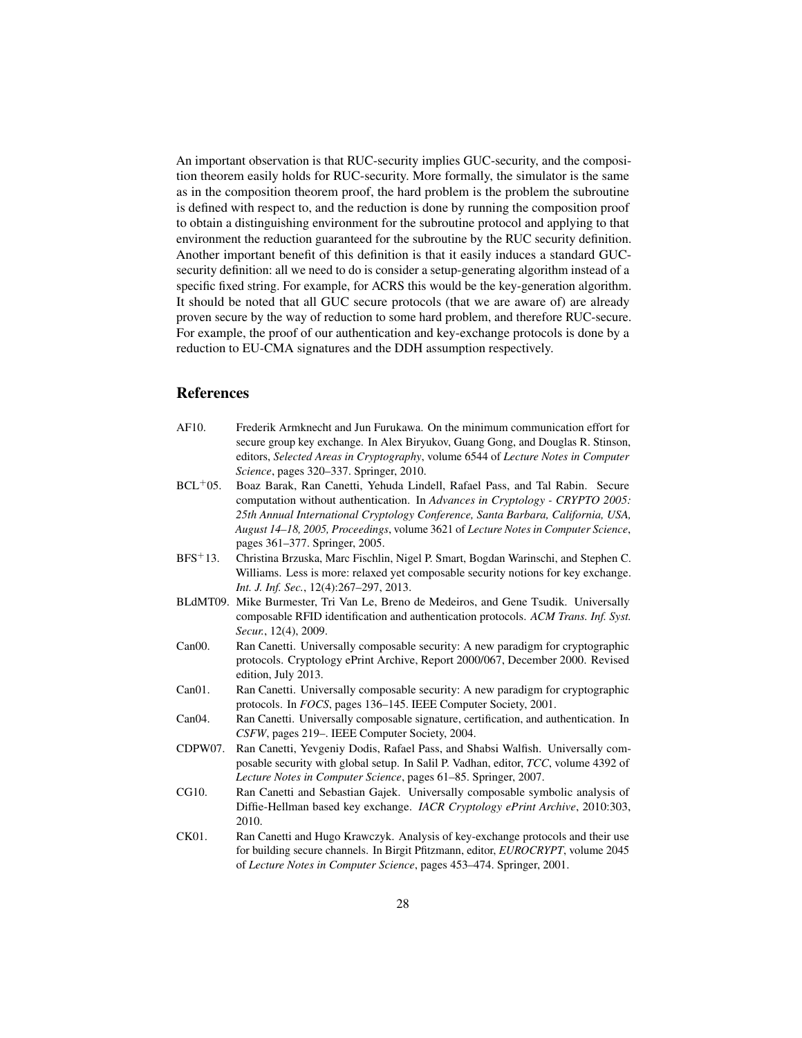An important observation is that RUC-security implies GUC-security, and the composition theorem easily holds for RUC-security. More formally, the simulator is the same as in the composition theorem proof, the hard problem is the problem the subroutine is defined with respect to, and the reduction is done by running the composition proof to obtain a distinguishing environment for the subroutine protocol and applying to that environment the reduction guaranteed for the subroutine by the RUC security definition. Another important benefit of this definition is that it easily induces a standard GUC-security definition: all we need to do is consider a setup-generating algorithm instead of a specific fixed string. For example, for ACRS this would be the key-generation algorithm. It should be noted that all GUC secure protocols (that we are aware of) are already proven secure by the way of reduction to some hard problem, and therefore RUC-secure. For example, the proof of our authentication and key-exchange protocols is done by a reduction to EU-CMA signatures and the DDH assumption respectively.

## References

- AF10. Frederik Armknecht and Jun Furukawa. On the minimum communication effort for secure group key exchange. In Alex Biryukov, Guang Gong, and Douglas R. Stinson, editors, *Selected Areas in Cryptography*, volume 6544 of *Lecture Notes in Computer Science*, pages 320–337. Springer, 2010.
- BCL+05. Boaz Barak, Ran Canetti, Yehuda Lindell, Rafael Pass, and Tal Rabin. Secure computation without authentication. In *Advances in Cryptology - CRYPTO 2005: 25th Annual International Cryptology Conference, Santa Barbara, California, USA, August 14–18, 2005, Proceedings*, volume 3621 of *Lecture Notes in Computer Science*, pages 361–377. Springer, 2005.
- BFS+13. Christina Brzuska, Marc Fischlin, Nigel P. Smart, Bogdan Warinschi, and Stephen C. Williams. Less is more: relaxed yet composable security notions for key exchange. *Int. J. Inf. Sec.*, 12(4):267–297, 2013.
- BLdMT09. Mike Burmester, Tri Van Le, Breno de Medeiros, and Gene Tsudik. Universally composable RFID identification and authentication protocols. *ACM Trans. Inf. Syst. Secur.*, 12(4), 2009.
- Can00. Ran Canetti. Universally composable security: A new paradigm for cryptographic protocols. Cryptology ePrint Archive, Report 2000/067, December 2000. Revised edition, July 2013.
- Can01. Ran Canetti. Universally composable security: A new paradigm for cryptographic protocols. In *FOCS*, pages 136–145. IEEE Computer Society, 2001.
- Can04. Ran Canetti. Universally composable signature, certification, and authentication. In *CSFW*, pages 219–. IEEE Computer Society, 2004.
- CDPW07. Ran Canetti, Yevgeniy Dodis, Rafael Pass, and Shabsi Walfish. Universally composable security with global setup. In Salil P. Vadhan, editor, *TCC*, volume 4392 of *Lecture Notes in Computer Science*, pages 61–85. Springer, 2007.
- CG10. Ran Canetti and Sebastian Gajek. Universally composable symbolic analysis of Diffie-Hellman based key exchange. *IACR Cryptology ePrint Archive*, 2010:303, 2010.
- CK01. Ran Canetti and Hugo Krawczyk. Analysis of key-exchange protocols and their use for building secure channels. In Birgit Pfitzmann, editor, *EUROCRYPT*, volume 2045 of *Lecture Notes in Computer Science*, pages 453–474. Springer, 2001.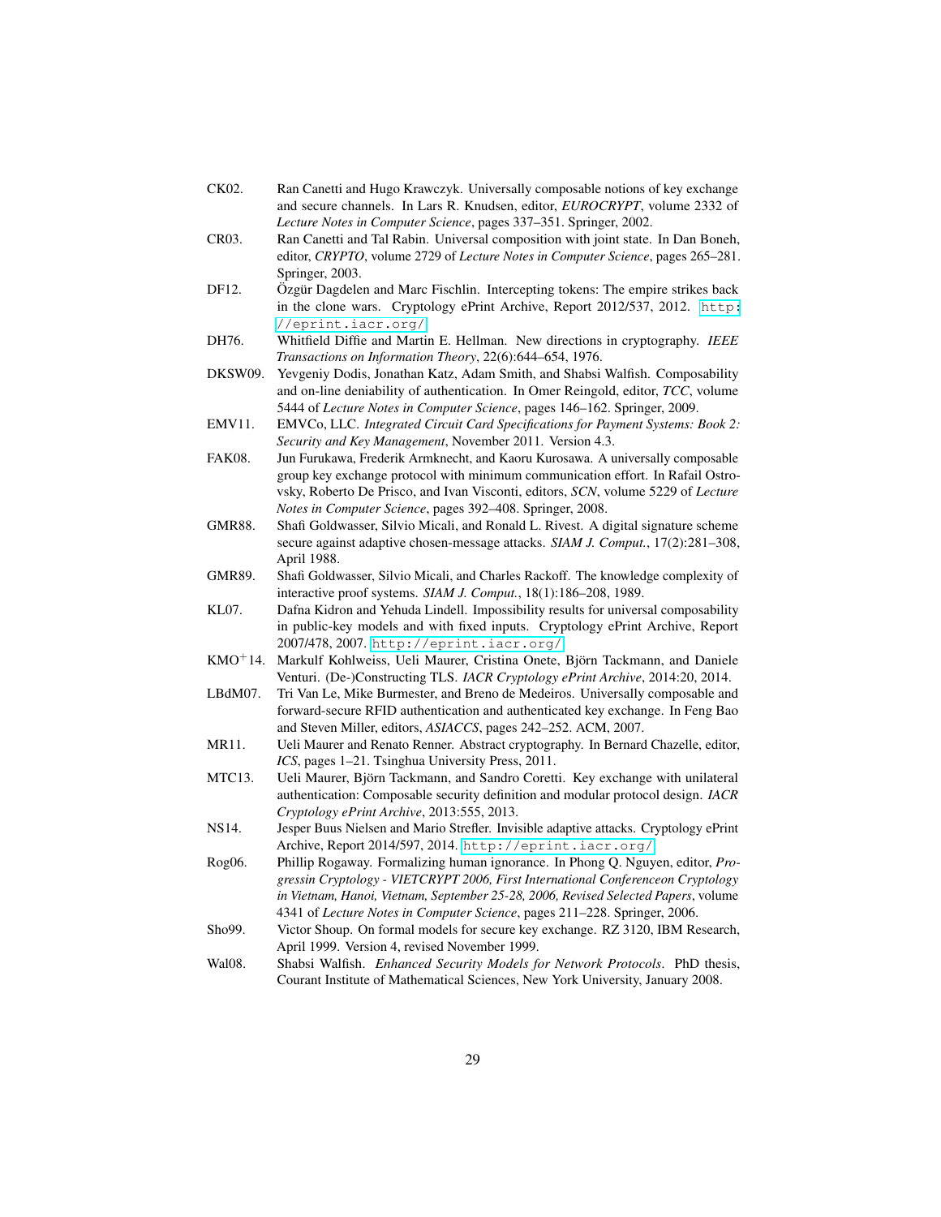CK02. Ran Canetti and Hugo Krawczyk. Universally composable notions of key exchange and secure channels. In Lars R. Knudsen, editor, *EUROCRYPT*, volume 2332 of *Lecture Notes in Computer Science*, pages 337–351. Springer, 2002.

CR03. Ran Canetti and Tal Rabin. Universal composition with joint state. In Dan Boneh, editor, *CRYPTO*, volume 2729 of *Lecture Notes in Computer Science*, pages 265–281. Springer, 2003.

DF12. Özgür Dagdelen and Marc Fischlin. Intercepting tokens: The empire strikes back in the clone wars. Cryptology ePrint Archive, Report 2012/537, 2012. http://eprint.iacr.org/

DH76. Whitfield Diffie and Martin E. Hellman. New directions in cryptography. *IEEE Transactions on Information Theory*, 22(6):644–654, 1976.

DKSW09. Yevgeniy Dodis, Jonathan Katz, Adam Smith, and Shabsi Walfish. Composability and on-line deniability of authentication. In Omer Reingold, editor, *TCC*, volume 5444 of *Lecture Notes in Computer Science*, pages 146–162. Springer, 2009.

EMV11. EMVCo, LLC. *Integrated Circuit Card Specifications for Payment Systems: Book 2: Security and Key Management*, November 2011. Version 4.3.

FAK08. Jun Furukawa, Frederik Armknecht, and Kaoru Kurosawa. A universally composable group key exchange protocol with minimum communication effort. In Rafail Ostrovsky, Roberto De Prisco, and Ivan Visconti, editors, *SCN*, volume 5229 of *Lecture Notes in Computer Science*, pages 392–408. Springer, 2008.

GMR88. Shafi Goldwasser, Silvio Micali, and Ronald L. Rivest. A digital signature scheme secure against adaptive chosen-message attacks. *SIAM J. Comput.*, 17(2):281–308, April 1988.

GMR89. Shafi Goldwasser, Silvio Micali, and Charles Rackoff. The knowledge complexity of interactive proof systems. *SIAM J. Comput.*, 18(1):186–208, 1989.

KL07. Dafna Kidron and Yehuda Lindell. Impossibility results for universal composability in public-key models and with fixed inputs. Cryptology ePrint Archive, Report 2007/478, 2007. http://eprint.iacr.org/

KMO+14. Markulf Kohlweiss, Ueli Maurer, Cristina Onete, Björn Tackmann, and Daniele Venturi. (De-)Constructing TLS. *IACR Cryptology ePrint Archive*, 2014:20, 2014.

LBdM07. Tri Van Le, Mike Burmester, and Breno de Medeiros. Universally composable and forward-secure RFID authentication and authenticated key exchange. In Feng Bao and Steven Miller, editors, *ASIACCS*, pages 242–252. ACM, 2007.

MR11. Ueli Maurer and Renato Renner. Abstract cryptography. In Bernard Chazelle, editor, *ICS*, pages 1–21. Tsinghua University Press, 2011.

MTC13. Ueli Maurer, Björn Tackmann, and Sandro Coretti. Key exchange with unilateral authentication: Composable security definition and modular protocol design. *IACR Cryptology ePrint Archive*, 2013:555, 2013.

NS14. Jesper Buus Nielsen and Mario Strefler. Invisible adaptive attacks. Cryptology ePrint Archive, Report 2014/597, 2014. http://eprint.iacr.org/

Rog06. Phillip Rogaway. Formalizing human ignorance. In Phong Q. Nguyen, editor, *Progressin Cryptology - VIETCRYPT 2006, First International Conferenceon Cryptology in Vietnam, Hanoi, Vietnam, September 25-28, 2006, Revised Selected Papers*, volume 4341 of *Lecture Notes in Computer Science*, pages 211–228. Springer, 2006.

Sho99. Victor Shoup. On formal models for secure key exchange. RZ 3120, IBM Research, April 1999. Version 4, revised November 1999.

Wal08. Shabsi Walfish. *Enhanced Security Models for Network Protocols*. PhD thesis, Courant Institute of Mathematical Sciences, New York University, January 2008.